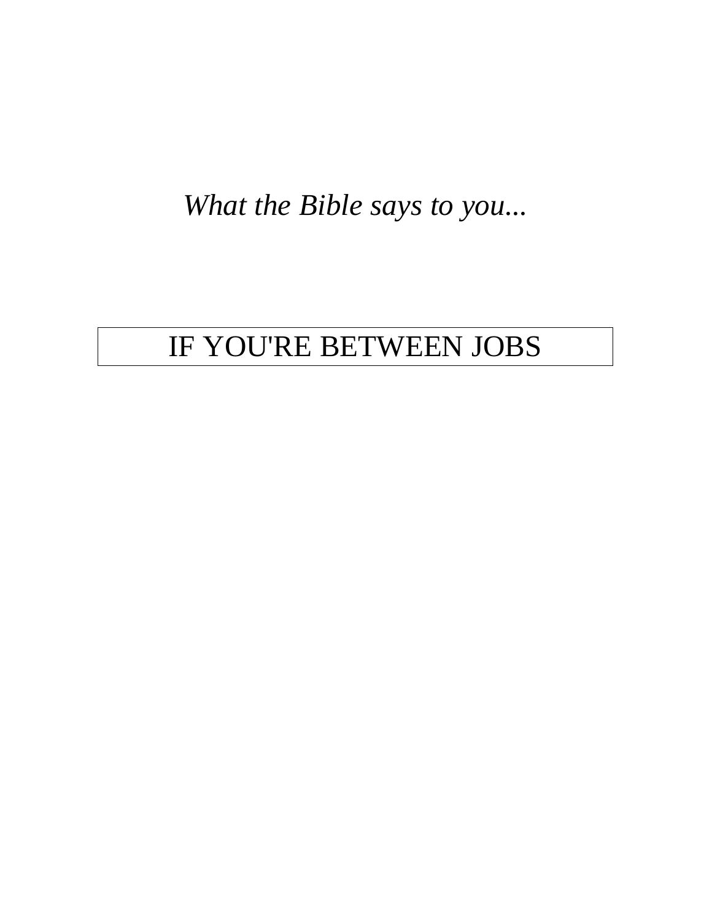*What the Bible says to you...*

# IF YOU'RE BETWEEN JOBS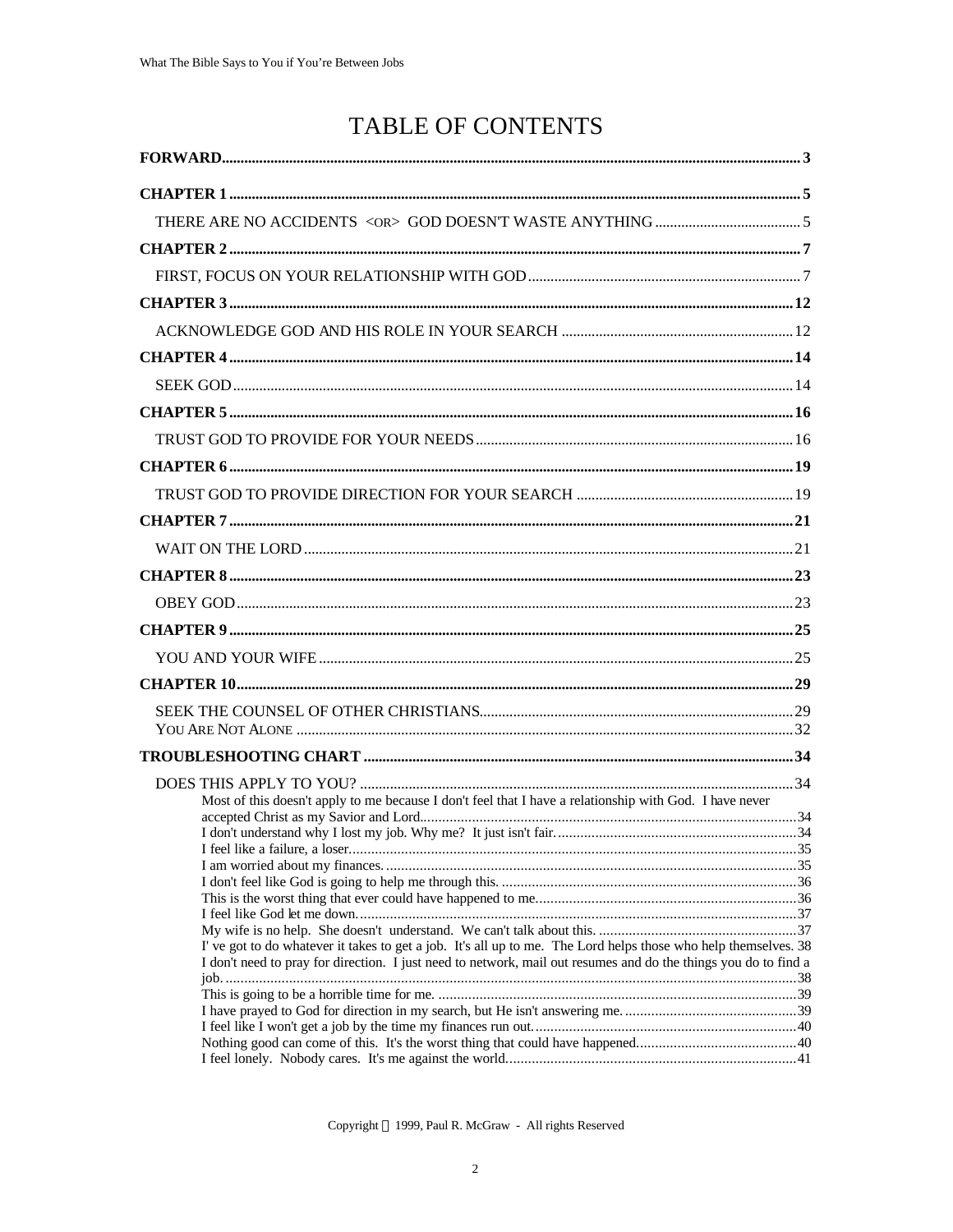# TABLE OF CONTENTS

**FORWARD** ..... **3**

**CHAPTER 1** ..... **5**

THERE ARE NO ACCIDENTS <OR> GOD DOESN'T WASTE ANYTHING ..... 5

**CHAPTER 2** ..... **7**

FIRST, FOCUS ON YOUR RELATIONSHIP WITH GOD ..... 7

**CHAPTER 3** ..... **12**

ACKNOWLEDGE GOD AND HIS ROLE IN YOUR SEARCH ..... 12

**CHAPTER 4** ..... **14**

SEEK GOD ..... 14

**CHAPTER 5** ..... **16**

TRUST GOD TO PROVIDE FOR YOUR NEEDS ..... 16

**CHAPTER 6** ..... **19**

TRUST GOD TO PROVIDE DIRECTION FOR YOUR SEARCH ..... 19

**CHAPTER 7** ..... **21**

WAIT ON THE LORD ..... 21

**CHAPTER 8** ..... **23**

OBEY GOD ..... 23

**CHAPTER 9** ..... **25**

YOU AND YOUR WIFE ..... 25

**CHAPTER 10** ..... **29**

SEEK THE COUNSEL OF OTHER CHRISTIANS ..... 29
YOU ARE NOT ALONE ..... 32

**TROUBLESHOOTING CHART** ..... **34**

DOES THIS APPLY TO YOU? ..... 34
- Most of this doesn't apply to me because I don't feel that I have a relationship with God. I have never accepted Christ as my Savior and Lord ..... 34
- I don't understand why I lost my job. Why me? It just isn't fair. ..... 34
- I feel like a failure, a loser ..... 35
- I am worried about my finances. ..... 35
- I don't feel like God is going to help me through this. ..... 36
- This is the worst thing that ever could have happened to me ..... 36
- I feel like God let me down. ..... 37
- My wife is no help. She doesn't understand. We can't talk about this. ..... 37
- I' ve got to do whatever it takes to get a job. It's all up to me. The Lord helps those who help themselves. 38
- I don't need to pray for direction. I just need to network, mail out resumes and do the things you do to find a job. ..... 38
- This is going to be a horrible time for me. ..... 39
- I have prayed to God for direction in my search, but He isn't answering me. ..... 39
- I feel like I won't get a job by the time my finances run out. ..... 40
- Nothing good can come of this. It's the worst thing that could have happened. ..... 40
- I feel lonely. Nobody cares. It's me against the world. ..... 41

Copyright © 1999, Paul R. McGraw - All rights Reserved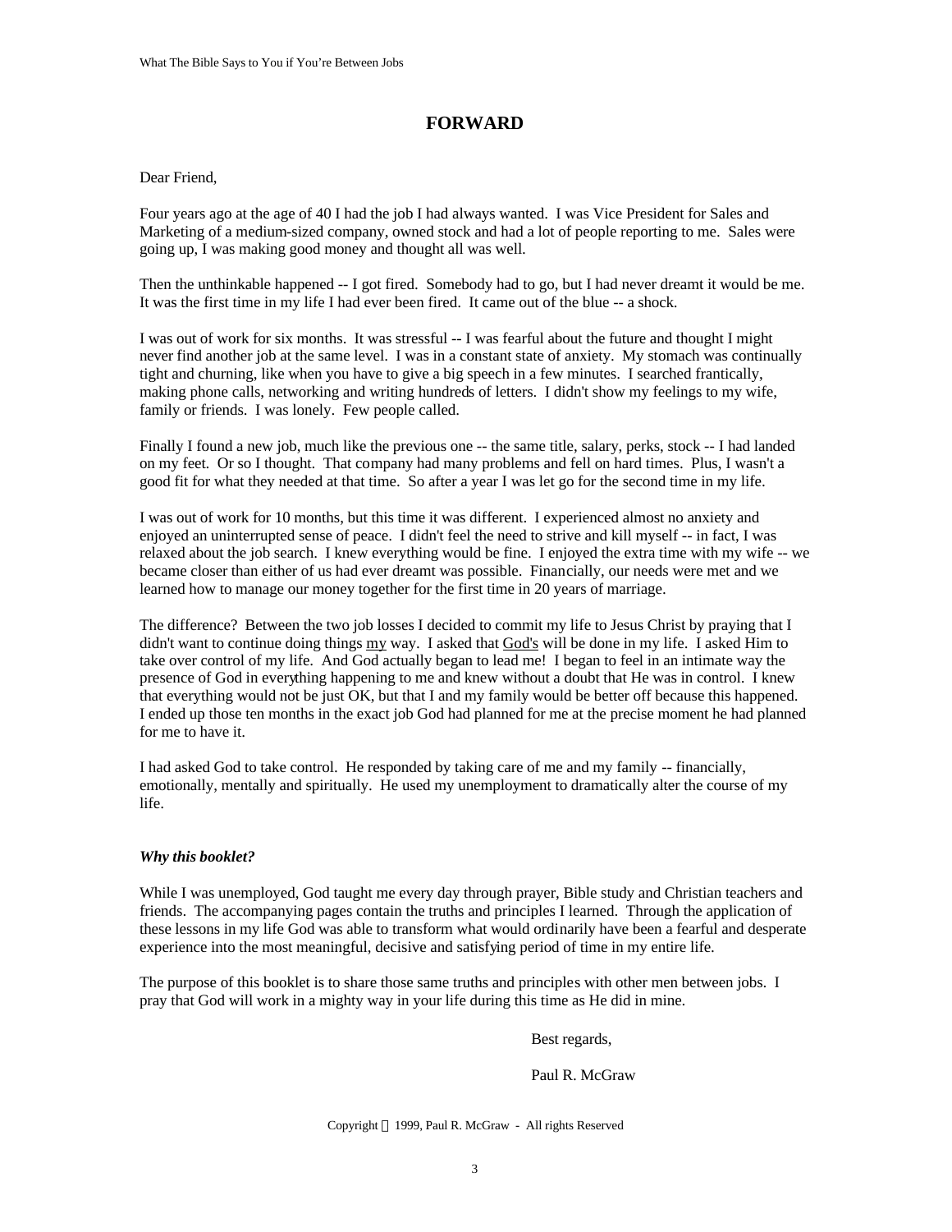# FORWARD

Dear Friend,

Four years ago at the age of 40 I had the job I had always wanted. I was Vice President for Sales and Marketing of a medium-sized company, owned stock and had a lot of people reporting to me. Sales were going up, I was making good money and thought all was well.

Then the unthinkable happened -- I got fired. Somebody had to go, but I had never dreamt it would be me. It was the first time in my life I had ever been fired. It came out of the blue -- a shock.

I was out of work for six months. It was stressful -- I was fearful about the future and thought I might never find another job at the same level. I was in a constant state of anxiety. My stomach was continually tight and churning, like when you have to give a big speech in a few minutes. I searched frantically, making phone calls, networking and writing hundreds of letters. I didn't show my feelings to my wife, family or friends. I was lonely. Few people called.

Finally I found a new job, much like the previous one -- the same title, salary, perks, stock -- I had landed on my feet. Or so I thought. That company had many problems and fell on hard times. Plus, I wasn't a good fit for what they needed at that time. So after a year I was let go for the second time in my life.

I was out of work for 10 months, but this time it was different. I experienced almost no anxiety and enjoyed an uninterrupted sense of peace. I didn't feel the need to strive and kill myself -- in fact, I was relaxed about the job search. I knew everything would be fine. I enjoyed the extra time with my wife -- we became closer than either of us had ever dreamt was possible. Financially, our needs were met and we learned how to manage our money together for the first time in 20 years of marriage.

The difference? Between the two job losses I decided to commit my life to Jesus Christ by praying that I didn't want to continue doing things <u>my</u> way. I asked that <u>God's</u> will be done in my life. I asked Him to take over control of my life. And God actually began to lead me! I began to feel in an intimate way the presence of God in everything happening to me and knew without a doubt that He was in control. I knew that everything would not be just OK, but that I and my family would be better off because this happened. I ended up those ten months in the exact job God had planned for me at the precise moment he had planned for me to have it.

I had asked God to take control. He responded by taking care of me and my family -- financially, emotionally, mentally and spiritually. He used my unemployment to dramatically alter the course of my life.

***Why this booklet?***

While I was unemployed, God taught me every day through prayer, Bible study and Christian teachers and friends. The accompanying pages contain the truths and principles I learned. Through the application of these lessons in my life God was able to transform what would ordinarily have been a fearful and desperate experience into the most meaningful, decisive and satisfying period of time in my entire life.

The purpose of this booklet is to share those same truths and principles with other men between jobs. I pray that God will work in a mighty way in your life during this time as He did in mine.

Best regards,

Paul R. McGraw

Copyright © 1999, Paul R. McGraw - All rights Reserved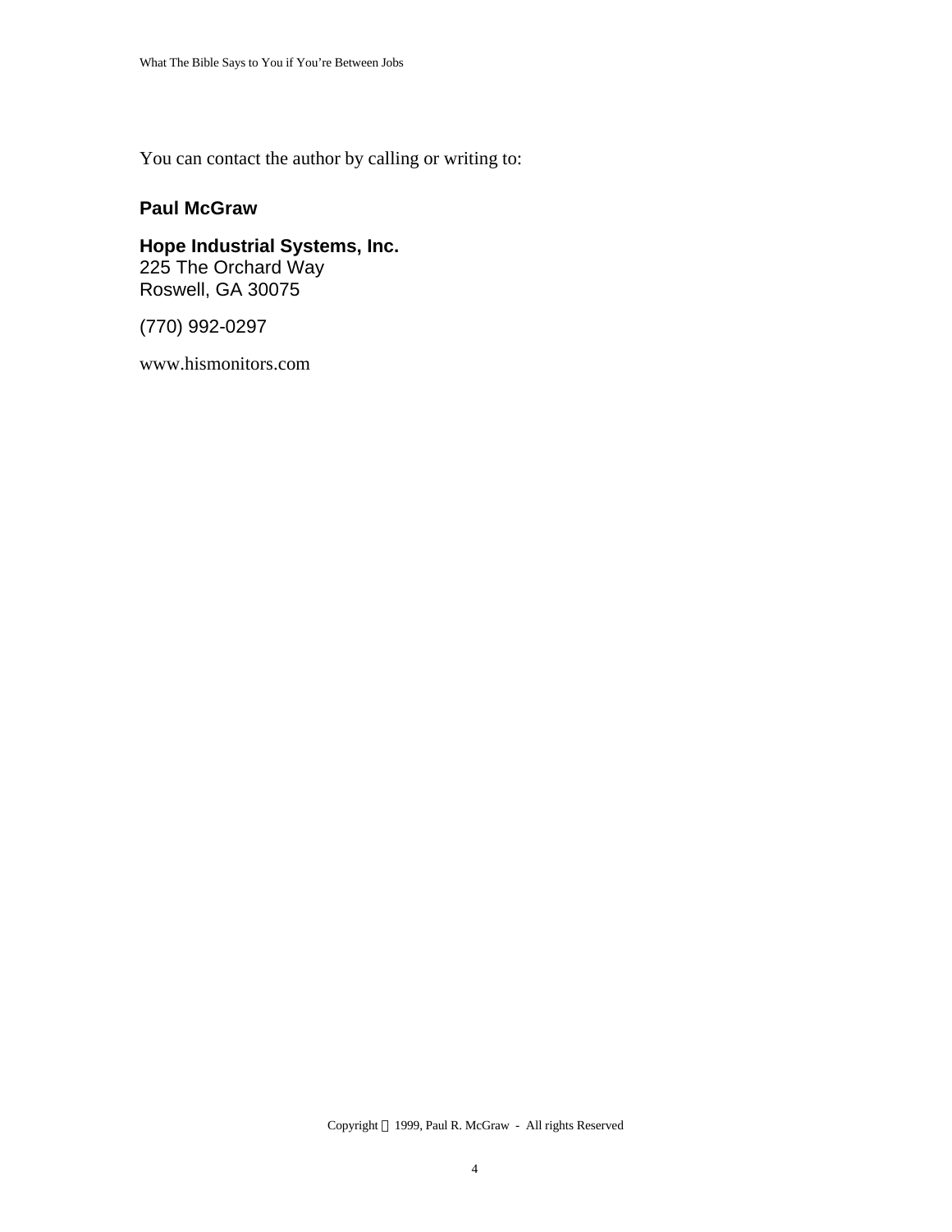You can contact the author by calling or writing to:

**Paul McGraw**

**Hope Industrial Systems, Inc.**
225 The Orchard Way
Roswell, GA 30075

(770) 992-0297

www.hismonitors.com

Copyright © 1999, Paul R. McGraw - All rights Reserved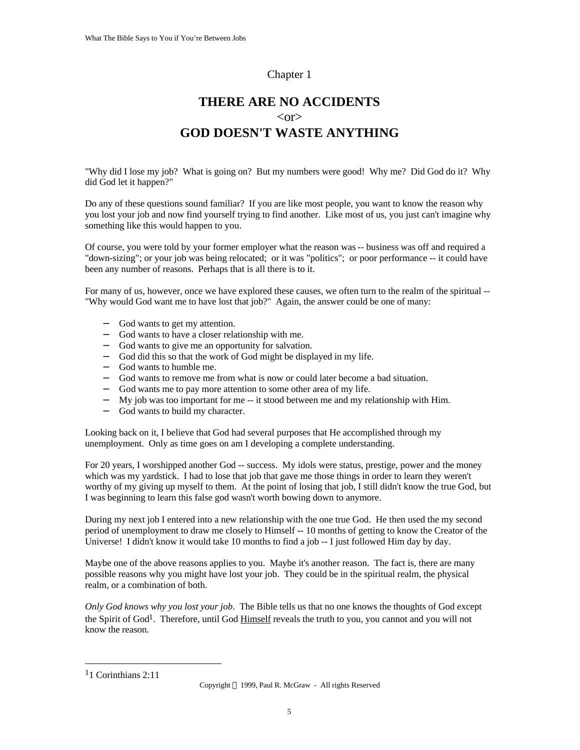Chapter 1

# THERE ARE NO ACCIDENTS
<or>
# GOD DOESN'T WASTE ANYTHING

"Why did I lose my job? What is going on? But my numbers were good! Why me? Did God do it? Why did God let it happen?"

Do any of these questions sound familiar? If you are like most people, you want to know the reason why you lost your job and now find yourself trying to find another. Like most of us, you just can't imagine why something like this would happen to you.

Of course, you were told by your former employer what the reason was -- business was off and required a "down-sizing"; or your job was being relocated; or it was "politics"; or poor performance -- it could have been any number of reasons. Perhaps that is all there is to it.

For many of us, however, once we have explored these causes, we often turn to the realm of the spiritual -- "Why would God want me to have lost that job?" Again, the answer could be one of many:

- God wants to get my attention.
- God wants to have a closer relationship with me.
- God wants to give me an opportunity for salvation.
- God did this so that the work of God might be displayed in my life.
- God wants to humble me.
- God wants to remove me from what is now or could later become a bad situation.
- God wants me to pay more attention to some other area of my life.
- My job was too important for me -- it stood between me and my relationship with Him.
- God wants to build my character.

Looking back on it, I believe that God had several purposes that He accomplished through my unemployment. Only as time goes on am I developing a complete understanding.

For 20 years, I worshipped another God -- success. My idols were status, prestige, power and the money which was my yardstick. I had to lose that job that gave me those things in order to learn they weren't worthy of my giving up myself to them. At the point of losing that job, I still didn't know the true God, but I was beginning to learn this false god wasn't worth bowing down to anymore.

During my next job I entered into a new relationship with the one true God. He then used the my second period of unemployment to draw me closely to Himself -- 10 months of getting to know the Creator of the Universe! I didn't know it would take 10 months to find a job -- I just followed Him day by day.

Maybe one of the above reasons applies to you. Maybe it's another reason. The fact is, there are many possible reasons why you might have lost your job. They could be in the spiritual realm, the physical realm, or a combination of both.

*Only God knows why you lost your job*. The Bible tells us that no one knows the thoughts of God except the Spirit of God[1]. Therefore, until God <u>Himself</u> reveals the truth to you, you cannot and you will not know the reason.

---

[1] 1 Corinthians 2:11

Copyright © 1999, Paul R. McGraw - All rights Reserved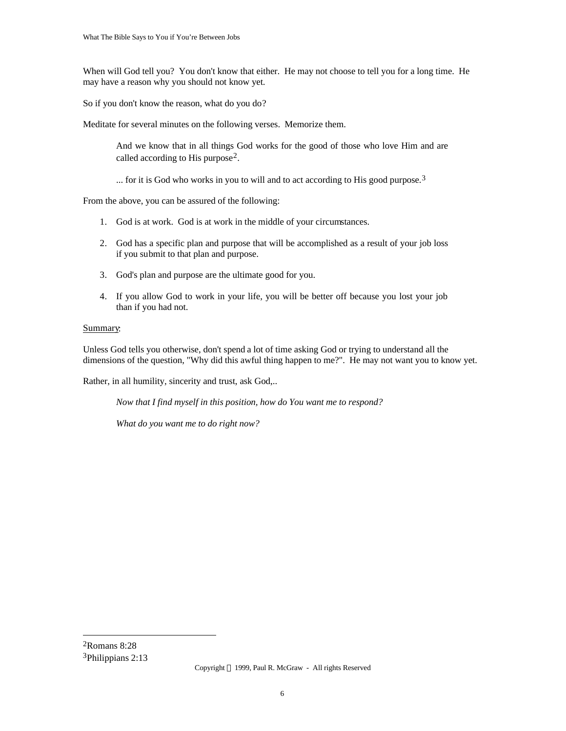When will God tell you? You don't know that either. He may not choose to tell you for a long time. He may have a reason why you should not know yet.

So if you don't know the reason, what do you do?

Meditate for several minutes on the following verses. Memorize them.

> And we know that in all things God works for the good of those who love Him and are called according to His purpose[2].
>
> ... for it is God who works in you to will and to act according to His good purpose.[3]

From the above, you can be assured of the following:

1. God is at work. God is at work in the middle of your circumstances.
2. God has a specific plan and purpose that will be accomplished as a result of your job loss if you submit to that plan and purpose.
3. God's plan and purpose are the ultimate good for you.
4. If you allow God to work in your life, you will be better off because you lost your job than if you had not.

Summary:

Unless God tells you otherwise, don't spend a lot of time asking God or trying to understand all the dimensions of the question, "Why did this awful thing happen to me?". He may not want you to know yet.

Rather, in all humility, sincerity and trust, ask God,..

> *Now that I find myself in this position, how do You want me to respond?*
>
> *What do you want me to do right now?*

---

[2]Romans 8:28
[3]Philippians 2:13

Copyright © 1999, Paul R. McGraw - All rights Reserved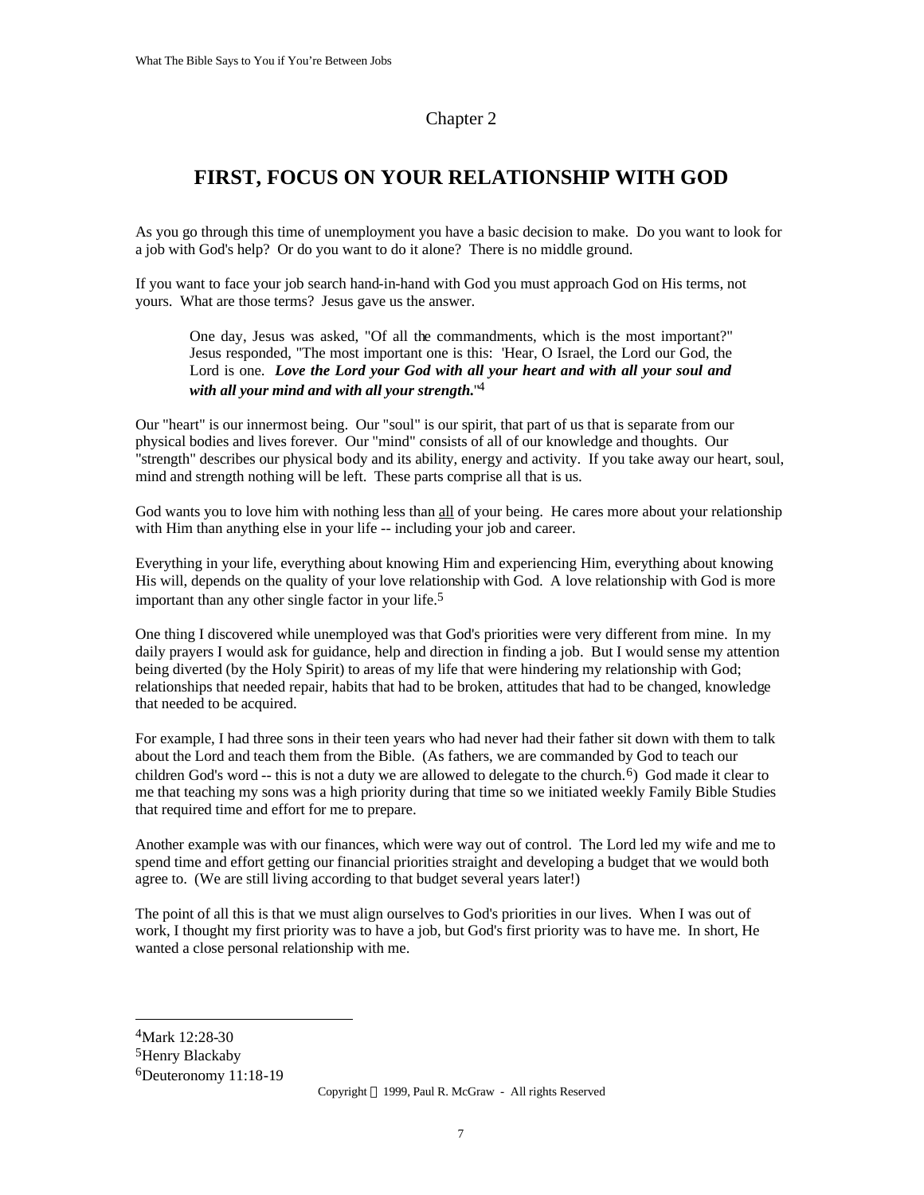Chapter 2

# FIRST, FOCUS ON YOUR RELATIONSHIP WITH GOD

As you go through this time of unemployment you have a basic decision to make. Do you want to look for a job with God's help? Or do you want to do it alone? There is no middle ground.

If you want to face your job search hand-in-hand with God you must approach God on His terms, not yours. What are those terms? Jesus gave us the answer.

> One day, Jesus was asked, "Of all the commandments, which is the most important?" Jesus responded, "The most important one is this: 'Hear, O Israel, the Lord our God, the Lord is one. ***Love the Lord your God with all your heart and with all your soul and with all your mind and with all your strength.***"[4]

Our "heart" is our innermost being. Our "soul" is our spirit, that part of us that is separate from our physical bodies and lives forever. Our "mind" consists of all of our knowledge and thoughts. Our "strength" describes our physical body and its ability, energy and activity. If you take away our heart, soul, mind and strength nothing will be left. These parts comprise all that is us.

God wants you to love him with nothing less than <u>all</u> of your being. He cares more about your relationship with Him than anything else in your life -- including your job and career.

Everything in your life, everything about knowing Him and experiencing Him, everything about knowing His will, depends on the quality of your love relationship with God. A love relationship with God is more important than any other single factor in your life.[5]

One thing I discovered while unemployed was that God's priorities were very different from mine. In my daily prayers I would ask for guidance, help and direction in finding a job. But I would sense my attention being diverted (by the Holy Spirit) to areas of my life that were hindering my relationship with God; relationships that needed repair, habits that had to be broken, attitudes that had to be changed, knowledge that needed to be acquired.

For example, I had three sons in their teen years who had never had their father sit down with them to talk about the Lord and teach them from the Bible. (As fathers, we are commanded by God to teach our children God's word -- this is not a duty we are allowed to delegate to the church.[6]) God made it clear to me that teaching my sons was a high priority during that time so we initiated weekly Family Bible Studies that required time and effort for me to prepare.

Another example was with our finances, which were way out of control. The Lord led my wife and me to spend time and effort getting our financial priorities straight and developing a budget that we would both agree to. (We are still living according to that budget several years later!)

The point of all this is that we must align ourselves to God's priorities in our lives. When I was out of work, I thought my first priority was to have a job, but God's first priority was to have me. In short, He wanted a close personal relationship with me.

---

[4] Mark 12:28-30

[5] Henry Blackaby

[6] Deuteronomy 11:18-19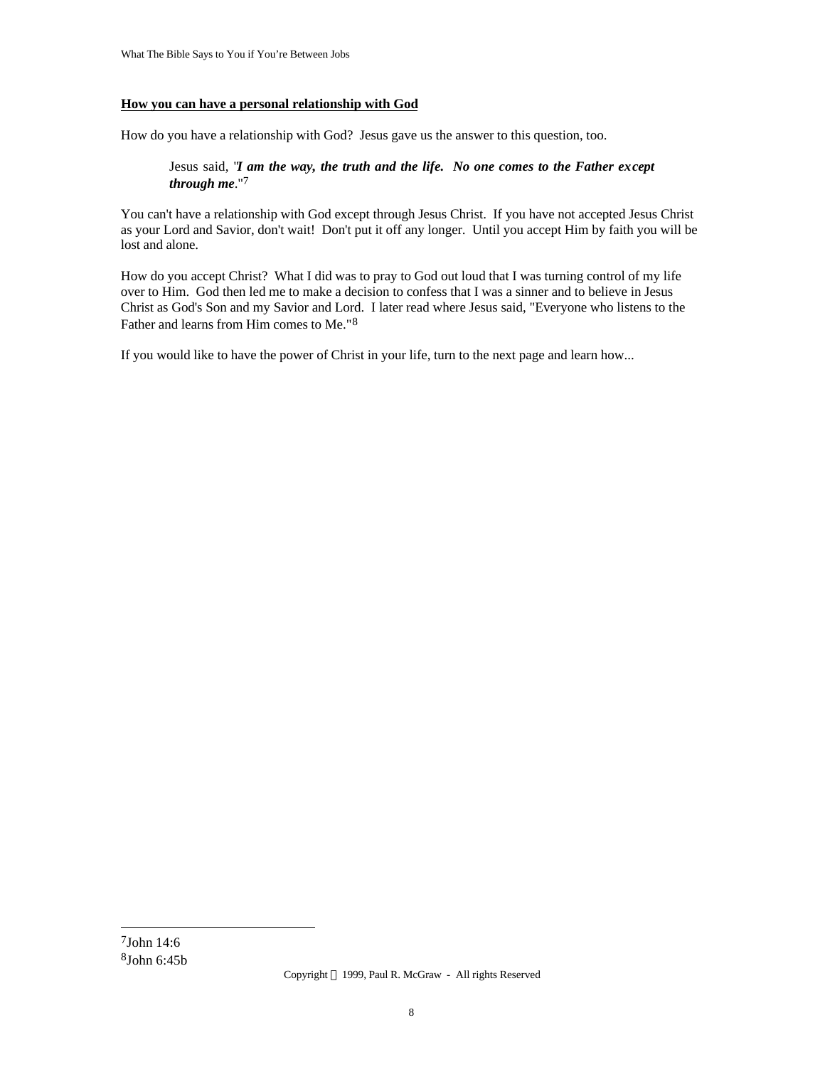**How you can have a personal relationship with God**

How do you have a relationship with God? Jesus gave us the answer to this question, too.

> Jesus said, "***I am the way, the truth and the life. No one comes to the Father except through me***."[7]

You can't have a relationship with God except through Jesus Christ. If you have not accepted Jesus Christ as your Lord and Savior, don't wait! Don't put it off any longer. Until you accept Him by faith you will be lost and alone.

How do you accept Christ? What I did was to pray to God out loud that I was turning control of my life over to Him. God then led me to make a decision to confess that I was a sinner and to believe in Jesus Christ as God's Son and my Savior and Lord. I later read where Jesus said, "Everyone who listens to the Father and learns from Him comes to Me."[8]

If you would like to have the power of Christ in your life, turn to the next page and learn how...

---

[7] John 14:6
[8] John 6:45b

Copyright © 1999, Paul R. McGraw - All rights Reserved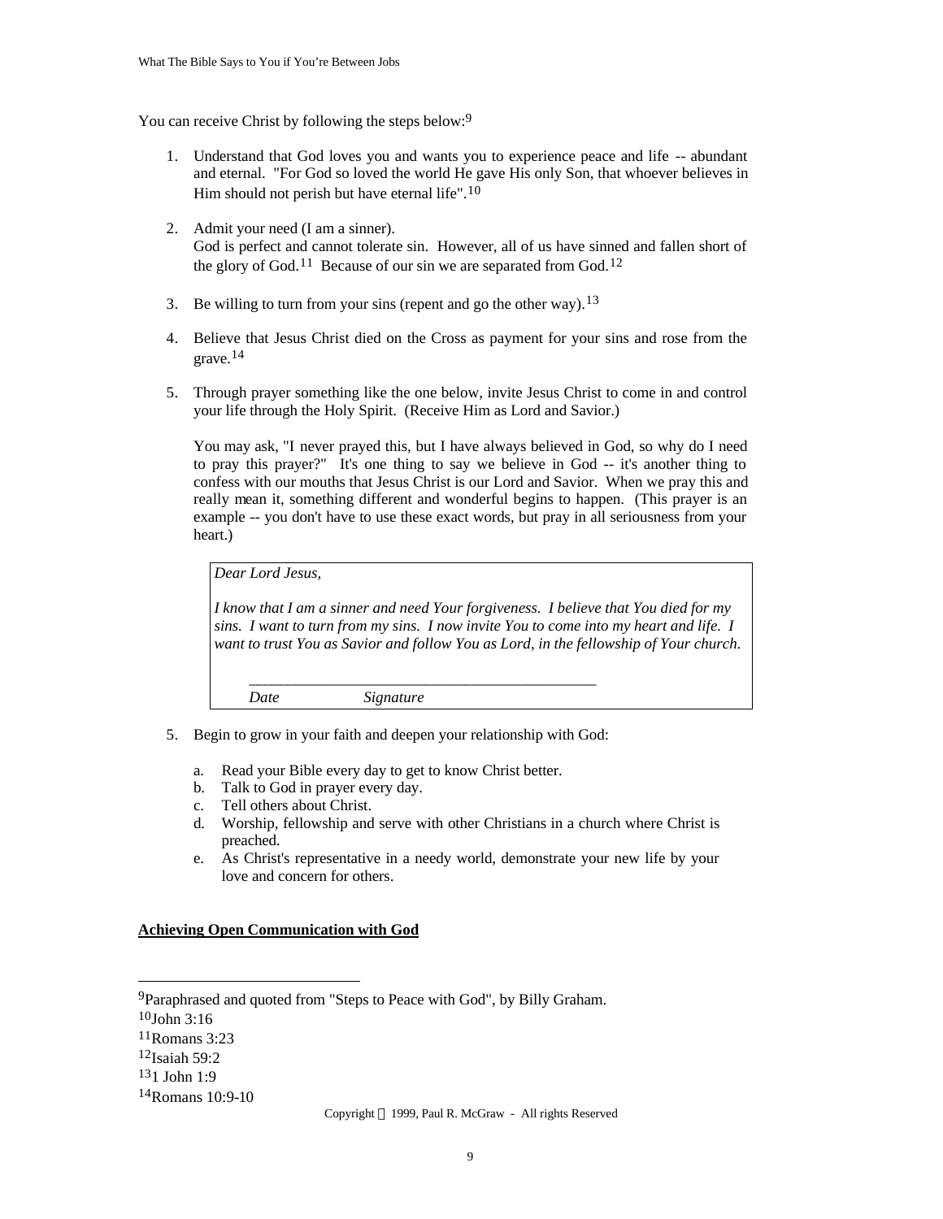You can receive Christ by following the steps below:[9]

1. Understand that God loves you and wants you to experience peace and life -- abundant and eternal. "For God so loved the world He gave His only Son, that whoever believes in Him should not perish but have eternal life".[10]

2. Admit your need (I am a sinner).
   God is perfect and cannot tolerate sin. However, all of us have sinned and fallen short of the glory of God.[11] Because of our sin we are separated from God.[12]

3. Be willing to turn from your sins (repent and go the other way).[13]

4. Believe that Jesus Christ died on the Cross as payment for your sins and rose from the grave.[14]

5. Through prayer something like the one below, invite Jesus Christ to come in and control your life through the Holy Spirit. (Receive Him as Lord and Savior.)

   You may ask, "I never prayed this, but I have always believed in God, so why do I need to pray this prayer?" It's one thing to say we believe in God -- it's another thing to confess with our mouths that Jesus Christ is our Lord and Savior. When we pray this and really mean it, something different and wonderful begins to happen. (This prayer is an example -- you don't have to use these exact words, but pray in all seriousness from your heart.)

   > *Dear Lord Jesus,*
   >
   > *I know that I am a sinner and need Your forgiveness. I believe that You died for my sins. I want to turn from my sins. I now invite You to come into my heart and life. I want to trust You as Savior and follow You as Lord, in the fellowship of Your church.*
   >
   > ______________________________________________
   >
   > *Date* *Signature*

5. Begin to grow in your faith and deepen your relationship with God:

   a. Read your Bible every day to get to know Christ better.
   b. Talk to God in prayer every day.
   c. Tell others about Christ.
   d. Worship, fellowship and serve with other Christians in a church where Christ is preached.
   e. As Christ's representative in a needy world, demonstrate your new life by your love and concern for others.

**Achieving Open Communication with God**

---

[9]Paraphrased and quoted from "Steps to Peace with God", by Billy Graham.
[10]John 3:16
[11]Romans 3:23
[12]Isaiah 59:2
[13]1 John 1:9
[14]Romans 10:9-10

Copyright © 1999, Paul R. McGraw - All rights Reserved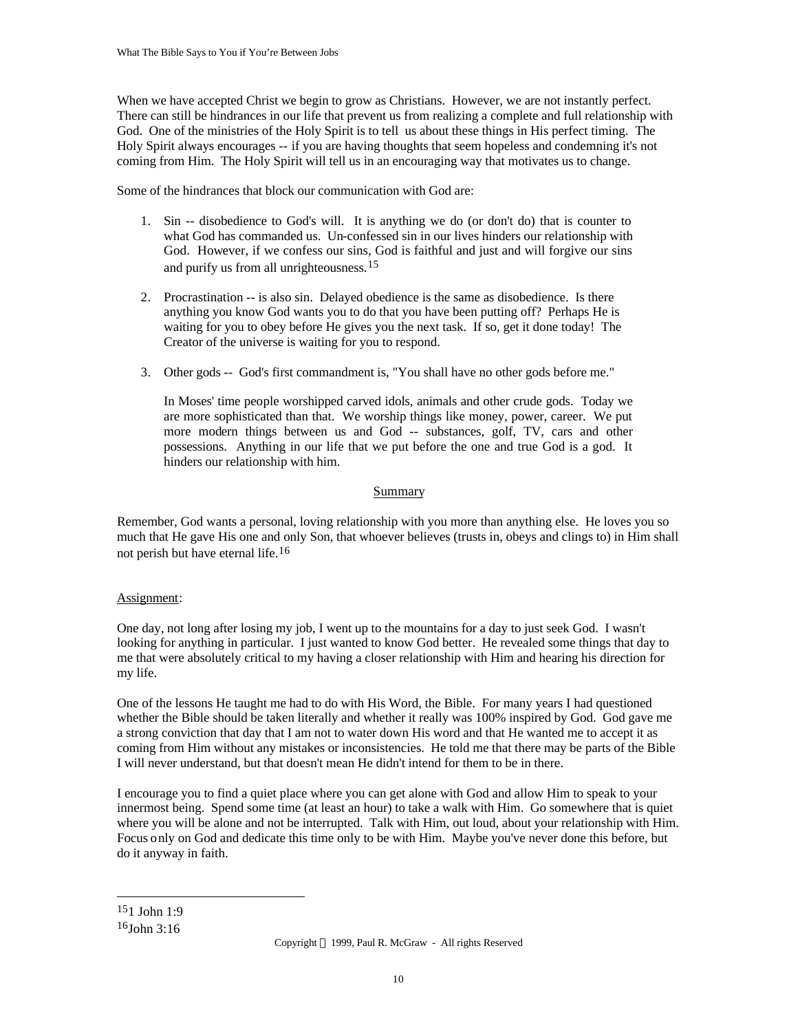When we have accepted Christ we begin to grow as Christians. However, we are not instantly perfect. There can still be hindrances in our life that prevent us from realizing a complete and full relationship with God. One of the ministries of the Holy Spirit is to tell us about these things in His perfect timing. The Holy Spirit always encourages -- if you are having thoughts that seem hopeless and condemning it's not coming from Him. The Holy Spirit will tell us in an encouraging way that motivates us to change.

Some of the hindrances that block our communication with God are:

1. Sin -- disobedience to God's will. It is anything we do (or don't do) that is counter to what God has commanded us. Un-confessed sin in our lives hinders our relationship with God. However, if we confess our sins, God is faithful and just and will forgive our sins and purify us from all unrighteousness.[15]

2. Procrastination -- is also sin. Delayed obedience is the same as disobedience. Is there anything you know God wants you to do that you have been putting off? Perhaps He is waiting for you to obey before He gives you the next task. If so, get it done today! The Creator of the universe is waiting for you to respond.

3. Other gods -- God's first commandment is, "You shall have no other gods before me."

   In Moses' time people worshipped carved idols, animals and other crude gods. Today we are more sophisticated than that. We worship things like money, power, career. We put more modern things between us and God -- substances, golf, TV, cars and other possessions. Anything in our life that we put before the one and true God is a god. It hinders our relationship with him.

## Summary

Remember, God wants a personal, loving relationship with you more than anything else. He loves you so much that He gave His one and only Son, that whoever believes (trusts in, obeys and clings to) in Him shall not perish but have eternal life.[16]

Assignment:

One day, not long after losing my job, I went up to the mountains for a day to just seek God. I wasn't looking for anything in particular. I just wanted to know God better. He revealed some things that day to me that were absolutely critical to my having a closer relationship with Him and hearing his direction for my life.

One of the lessons He taught me had to do with His Word, the Bible. For many years I had questioned whether the Bible should be taken literally and whether it really was 100% inspired by God. God gave me a strong conviction that day that I am not to water down His word and that He wanted me to accept it as coming from Him without any mistakes or inconsistencies. He told me that there may be parts of the Bible I will never understand, but that doesn't mean He didn't intend for them to be in there.

I encourage you to find a quiet place where you can get alone with God and allow Him to speak to your innermost being. Spend some time (at least an hour) to take a walk with Him. Go somewhere that is quiet where you will be alone and not be interrupted. Talk with Him, out loud, about your relationship with Him. Focus only on God and dedicate this time only to be with Him. Maybe you've never done this before, but do it anyway in faith.

---

[15] 1 John 1:9

[16] John 3:16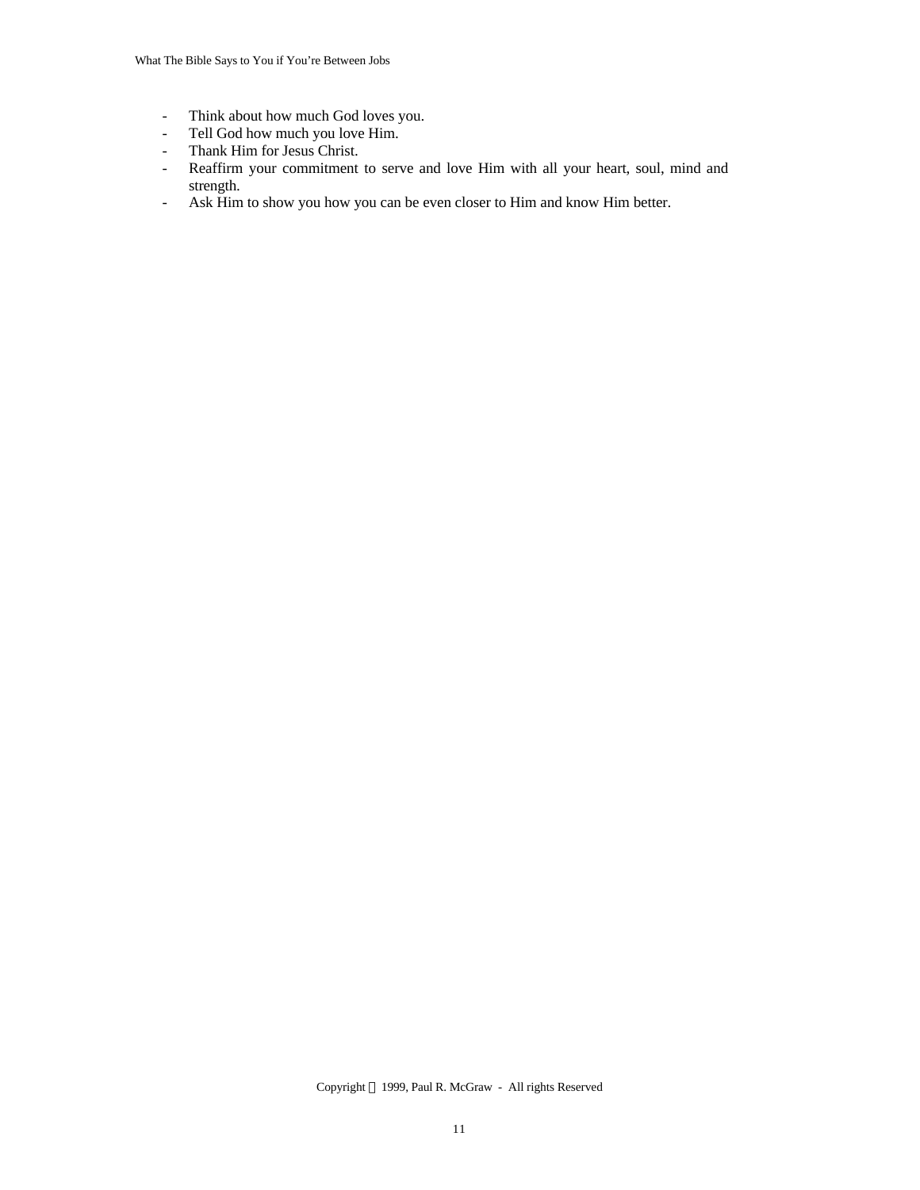- Think about how much God loves you.
- Tell God how much you love Him.
- Thank Him for Jesus Christ.
- Reaffirm your commitment to serve and love Him with all your heart, soul, mind and strength.
- Ask Him to show you how you can be even closer to Him and know Him better.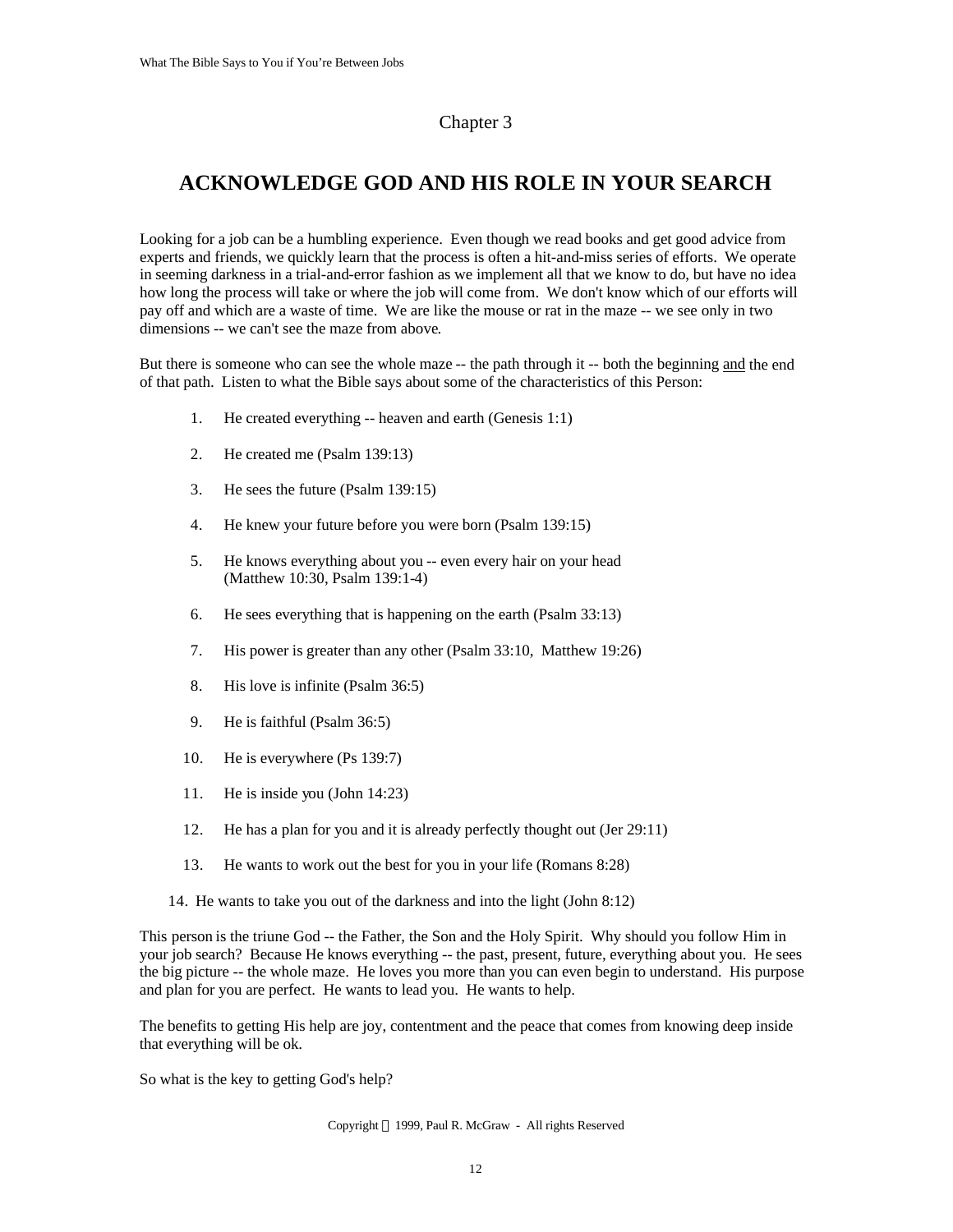Chapter 3

# ACKNOWLEDGE GOD AND HIS ROLE IN YOUR SEARCH

Looking for a job can be a humbling experience. Even though we read books and get good advice from experts and friends, we quickly learn that the process is often a hit-and-miss series of efforts. We operate in seeming darkness in a trial-and-error fashion as we implement all that we know to do, but have no idea how long the process will take or where the job will come from. We don't know which of our efforts will pay off and which are a waste of time. We are like the mouse or rat in the maze -- we see only in two dimensions -- we can't see the maze from above.

But there is someone who can see the whole maze -- the path through it -- both the beginning <u>and</u> the end of that path. Listen to what the Bible says about some of the characteristics of this Person:

1. He created everything -- heaven and earth (Genesis 1:1)
2. He created me (Psalm 139:13)
3. He sees the future (Psalm 139:15)
4. He knew your future before you were born (Psalm 139:15)
5. He knows everything about you -- even every hair on your head (Matthew 10:30, Psalm 139:1-4)
6. He sees everything that is happening on the earth (Psalm 33:13)
7. His power is greater than any other (Psalm 33:10, Matthew 19:26)
8. His love is infinite (Psalm 36:5)
9. He is faithful (Psalm 36:5)
10. He is everywhere (Ps 139:7)
11. He is inside you (John 14:23)
12. He has a plan for you and it is already perfectly thought out (Jer 29:11)
13. He wants to work out the best for you in your life (Romans 8:28)
14. He wants to take you out of the darkness and into the light (John 8:12)

This person is the triune God -- the Father, the Son and the Holy Spirit. Why should you follow Him in your job search? Because He knows everything -- the past, present, future, everything about you. He sees the big picture -- the whole maze. He loves you more than you can even begin to understand. His purpose and plan for you are perfect. He wants to lead you. He wants to help.

The benefits to getting His help are joy, contentment and the peace that comes from knowing deep inside that everything will be ok.

So what is the key to getting God's help?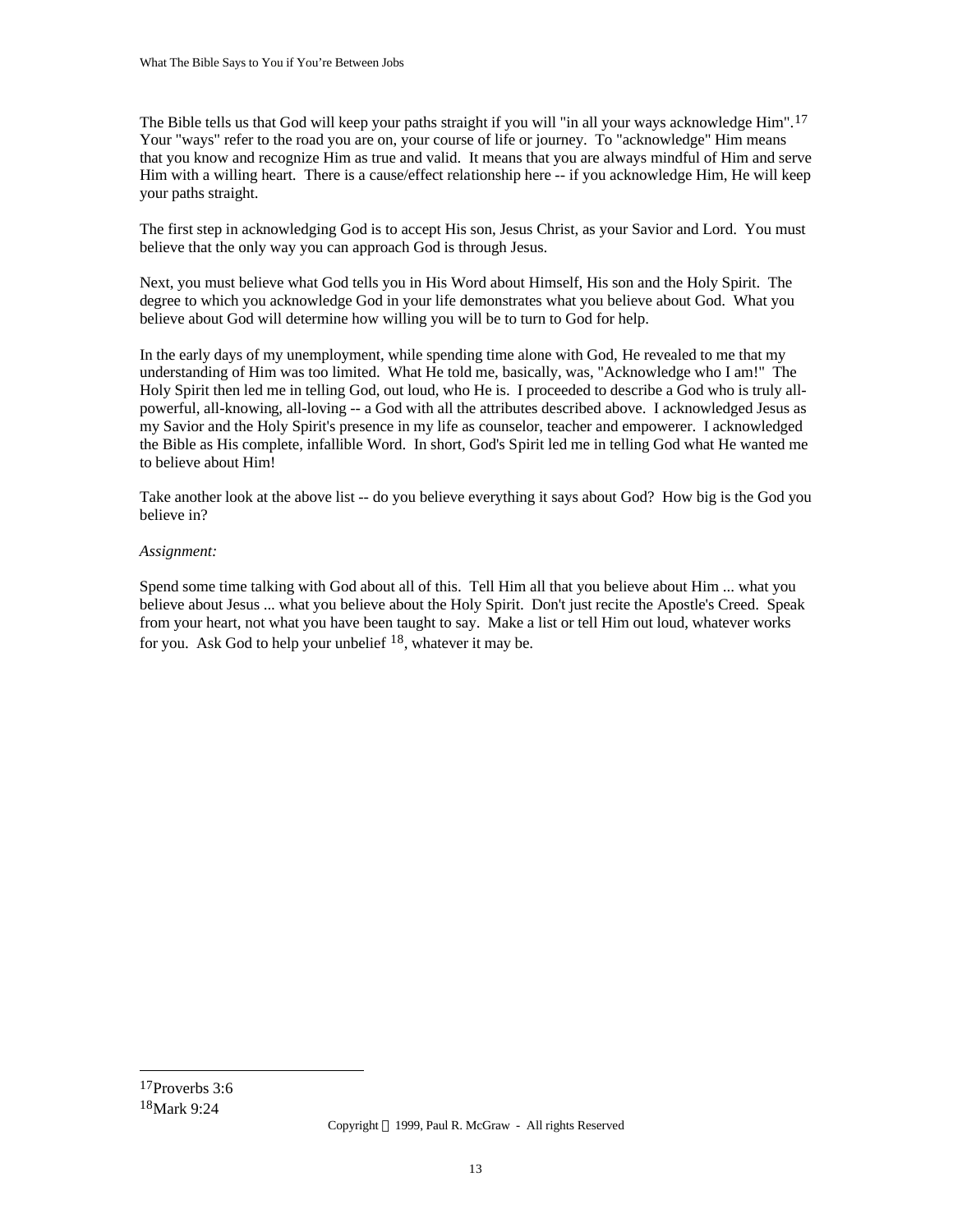The Bible tells us that God will keep your paths straight if you will "in all your ways acknowledge Him".[17] Your "ways" refer to the road you are on, your course of life or journey. To "acknowledge" Him means that you know and recognize Him as true and valid. It means that you are always mindful of Him and serve Him with a willing heart. There is a cause/effect relationship here -- if you acknowledge Him, He will keep your paths straight.

The first step in acknowledging God is to accept His son, Jesus Christ, as your Savior and Lord. You must believe that the only way you can approach God is through Jesus.

Next, you must believe what God tells you in His Word about Himself, His son and the Holy Spirit. The degree to which you acknowledge God in your life demonstrates what you believe about God. What you believe about God will determine how willing you will be to turn to God for help.

In the early days of my unemployment, while spending time alone with God, He revealed to me that my understanding of Him was too limited. What He told me, basically, was, "Acknowledge who I am!" The Holy Spirit then led me in telling God, out loud, who He is. I proceeded to describe a God who is truly all-powerful, all-knowing, all-loving -- a God with all the attributes described above. I acknowledged Jesus as my Savior and the Holy Spirit's presence in my life as counselor, teacher and empowerer. I acknowledged the Bible as His complete, infallible Word. In short, God's Spirit led me in telling God what He wanted me to believe about Him!

Take another look at the above list -- do you believe everything it says about God? How big is the God you believe in?

*Assignment:*

Spend some time talking with God about all of this. Tell Him all that you believe about Him ... what you believe about Jesus ... what you believe about the Holy Spirit. Don't just recite the Apostle's Creed. Speak from your heart, not what you have been taught to say. Make a list or tell Him out loud, whatever works for you. Ask God to help your unbelief [18], whatever it may be.

---

[17] Proverbs 3:6
[18] Mark 9:24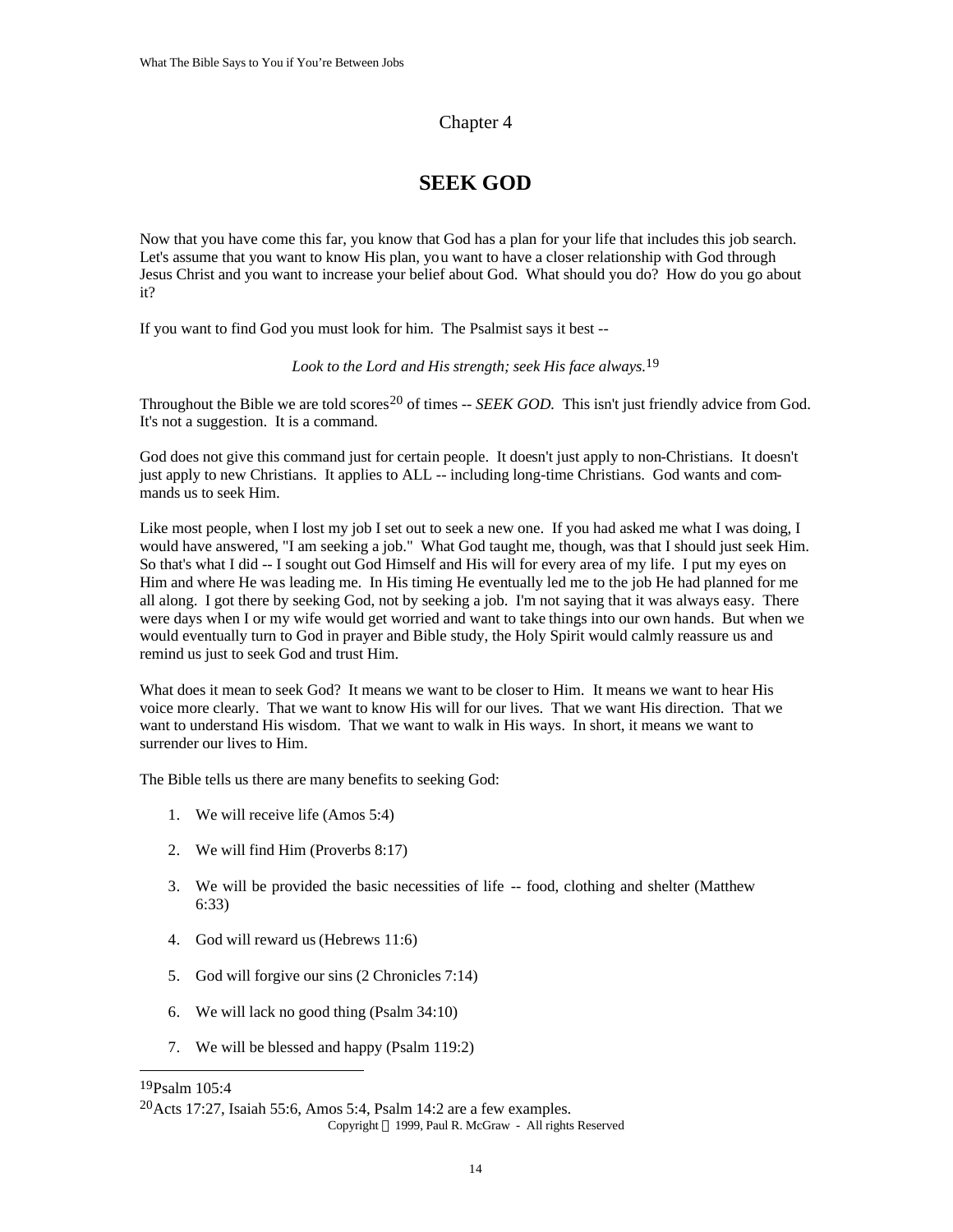Chapter 4

# SEEK GOD

Now that you have come this far, you know that God has a plan for your life that includes this job search. Let's assume that you want to know His plan, you want to have a closer relationship with God through Jesus Christ and you want to increase your belief about God. What should you do? How do you go about it?

If you want to find God you must look for him. The Psalmist says it best --

*Look to the Lord and His strength; seek His face always.*[19]

Throughout the Bible we are told scores[20] of times -- *SEEK GOD.* This isn't just friendly advice from God. It's not a suggestion. It is a command.

God does not give this command just for certain people. It doesn't just apply to non-Christians. It doesn't just apply to new Christians. It applies to ALL -- including long-time Christians. God wants and commands us to seek Him.

Like most people, when I lost my job I set out to seek a new one. If you had asked me what I was doing, I would have answered, "I am seeking a job." What God taught me, though, was that I should just seek Him. So that's what I did -- I sought out God Himself and His will for every area of my life. I put my eyes on Him and where He was leading me. In His timing He eventually led me to the job He had planned for me all along. I got there by seeking God, not by seeking a job. I'm not saying that it was always easy. There were days when I or my wife would get worried and want to take things into our own hands. But when we would eventually turn to God in prayer and Bible study, the Holy Spirit would calmly reassure us and remind us just to seek God and trust Him.

What does it mean to seek God? It means we want to be closer to Him. It means we want to hear His voice more clearly. That we want to know His will for our lives. That we want His direction. That we want to understand His wisdom. That we want to walk in His ways. In short, it means we want to surrender our lives to Him.

The Bible tells us there are many benefits to seeking God:

1. We will receive life (Amos 5:4)
2. We will find Him (Proverbs 8:17)
3. We will be provided the basic necessities of life -- food, clothing and shelter (Matthew 6:33)
4. God will reward us (Hebrews 11:6)
5. God will forgive our sins (2 Chronicles 7:14)
6. We will lack no good thing (Psalm 34:10)
7. We will be blessed and happy (Psalm 119:2)

---

[19] Psalm 105:4

[20] Acts 17:27, Isaiah 55:6, Amos 5:4, Psalm 14:2 are a few examples.

Copyright © 1999, Paul R. McGraw - All rights Reserved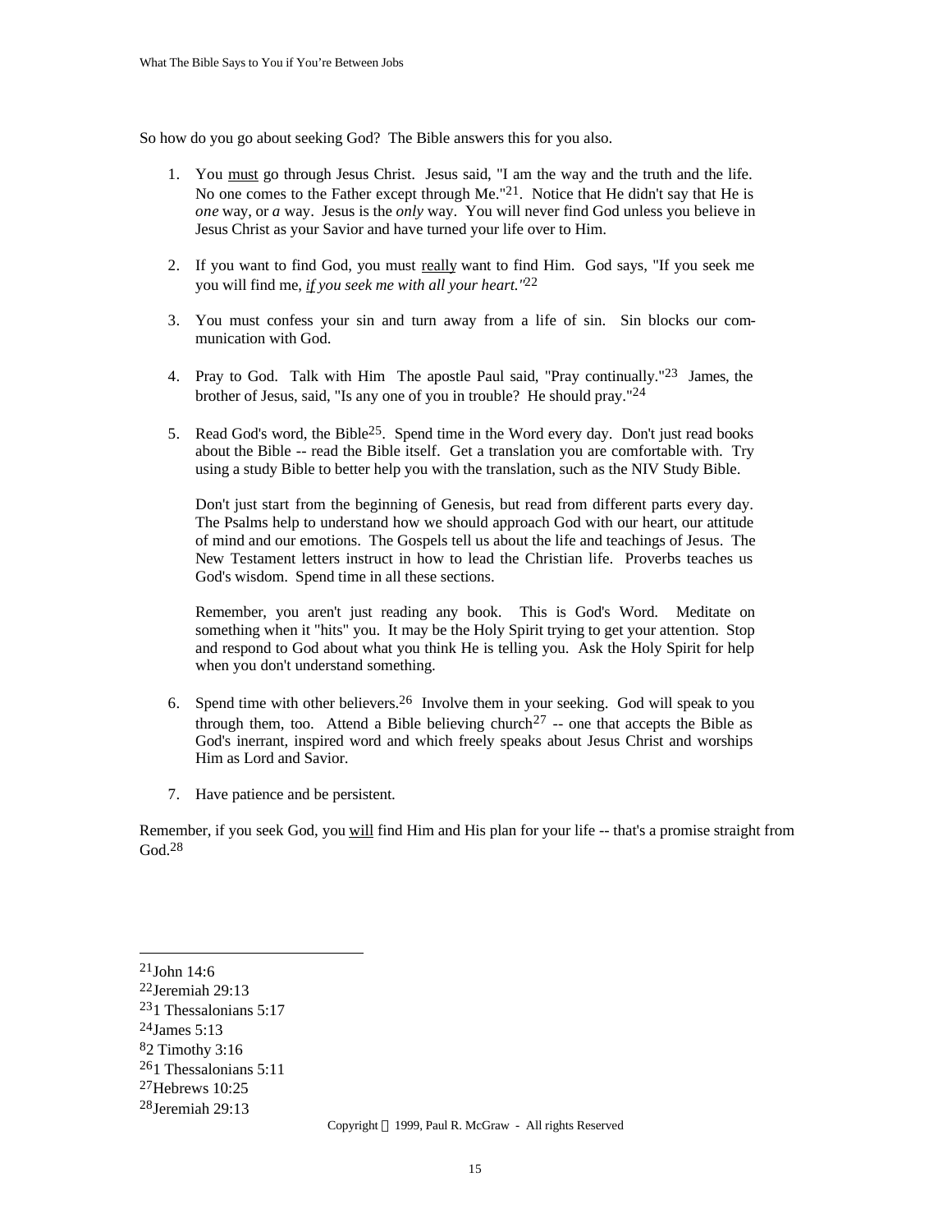So how do you go about seeking God? The Bible answers this for you also.

1. You <u>must</u> go through Jesus Christ. Jesus said, "I am the way and the truth and the life. No one comes to the Father except through Me."[21]. Notice that He didn't say that He is *one* way, or *a* way. Jesus is the *only* way. You will never find God unless you believe in Jesus Christ as your Savior and have turned your life over to Him.

2. If you want to find God, you must <u>really</u> want to find Him. God says, "If you seek me you will find me, ***<u>if</u>* you seek me with all your heart."**[22]

3. You must confess your sin and turn away from a life of sin. Sin blocks our communication with God.

4. Pray to God. Talk with Him The apostle Paul said, "Pray continually."[23] James, the brother of Jesus, said, "Is any one of you in trouble? He should pray."[24]

5. Read God's word, the Bible[25]. Spend time in the Word every day. Don't just read books about the Bible -- read the Bible itself. Get a translation you are comfortable with. Try using a study Bible to better help you with the translation, such as the NIV Study Bible.

   Don't just start from the beginning of Genesis, but read from different parts every day. The Psalms help to understand how we should approach God with our heart, our attitude of mind and our emotions. The Gospels tell us about the life and teachings of Jesus. The New Testament letters instruct in how to lead the Christian life. Proverbs teaches us God's wisdom. Spend time in all these sections.

   Remember, you aren't just reading any book. This is God's Word. Meditate on something when it "hits" you. It may be the Holy Spirit trying to get your attention. Stop and respond to God about what you think He is telling you. Ask the Holy Spirit for help when you don't understand something.

6. Spend time with other believers.[26] Involve them in your seeking. God will speak to you through them, too. Attend a Bible believing church[27] -- one that accepts the Bible as God's inerrant, inspired word and which freely speaks about Jesus Christ and worships Him as Lord and Savior.

7. Have patience and be persistent.

Remember, if you seek God, you <u>will</u> find Him and His plan for your life -- that's a promise straight from God.[28]

---

[21] John 14:6
[22] Jeremiah 29:13
[23] 1 Thessalonians 5:17
[24] James 5:13
[8] 2 Timothy 3:16
[26] 1 Thessalonians 5:11
[27] Hebrews 10:25
[28] Jeremiah 29:13

Copyright © 1999, Paul R. McGraw - All rights Reserved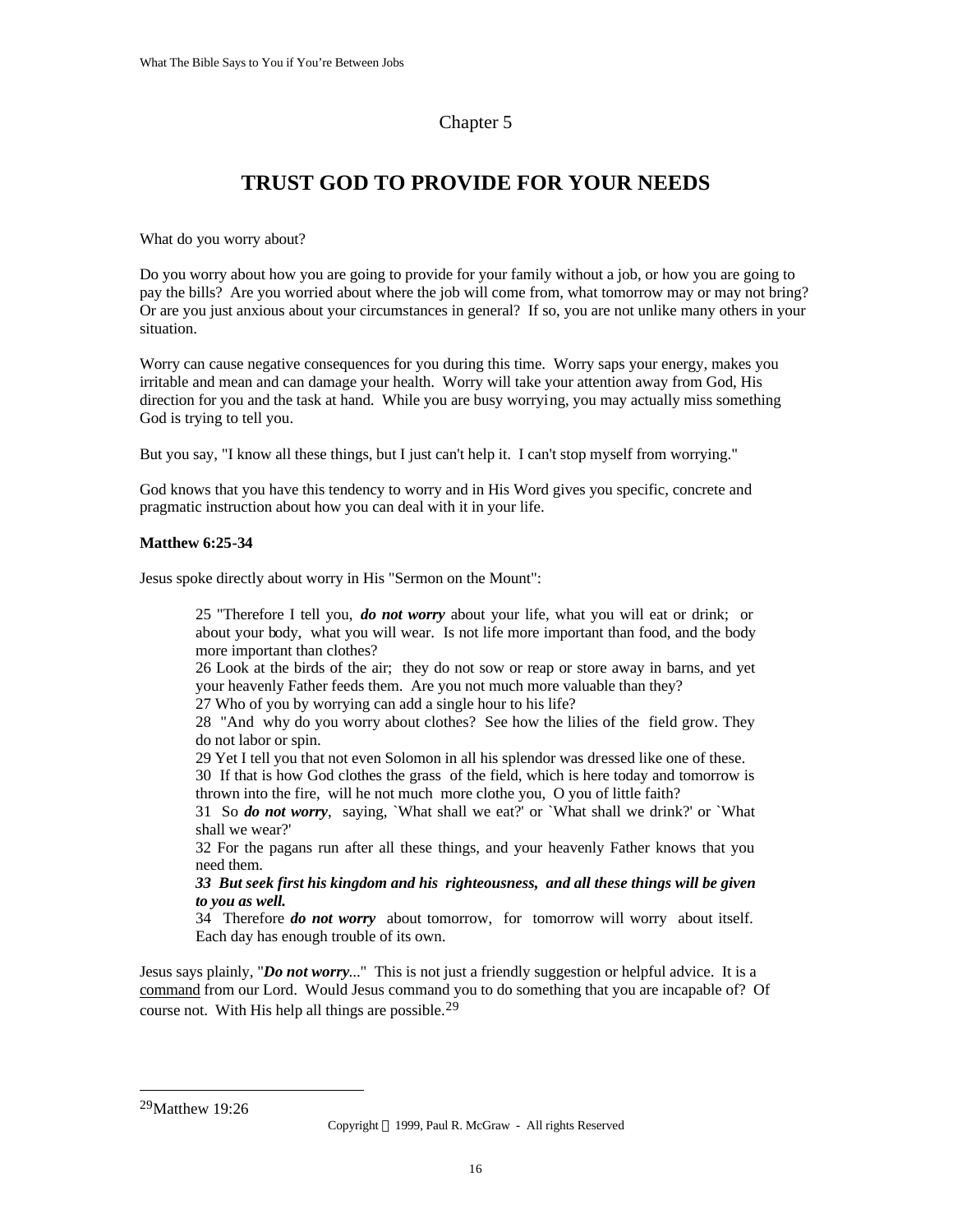Chapter 5

# TRUST GOD TO PROVIDE FOR YOUR NEEDS

What do you worry about?

Do you worry about how you are going to provide for your family without a job, or how you are going to pay the bills? Are you worried about where the job will come from, what tomorrow may or may not bring? Or are you just anxious about your circumstances in general? If so, you are not unlike many others in your situation.

Worry can cause negative consequences for you during this time. Worry saps your energy, makes you irritable and mean and can damage your health. Worry will take your attention away from God, His direction for you and the task at hand. While you are busy worrying, you may actually miss something God is trying to tell you.

But you say, "I know all these things, but I just can't help it. I can't stop myself from worrying."

God knows that you have this tendency to worry and in His Word gives you specific, concrete and pragmatic instruction about how you can deal with it in your life.

**Matthew 6:25-34**

Jesus spoke directly about worry in His "Sermon on the Mount":

> 25 "Therefore I tell you, ***do not worry*** about your life, what you will eat or drink; or about your body, what you will wear. Is not life more important than food, and the body more important than clothes?
> 26 Look at the birds of the air; they do not sow or reap or store away in barns, and yet your heavenly Father feeds them. Are you not much more valuable than they?
> 27 Who of you by worrying can add a single hour to his life?
> 28 "And why do you worry about clothes? See how the lilies of the field grow. They do not labor or spin.
> 29 Yet I tell you that not even Solomon in all his splendor was dressed like one of these.
> 30 If that is how God clothes the grass of the field, which is here today and tomorrow is thrown into the fire, will he not much more clothe you, O you of little faith?
> 31 So ***do not worry***, saying, `What shall we eat?' or `What shall we drink?' or `What shall we wear?'
> 32 For the pagans run after all these things, and your heavenly Father knows that you need them.
> ***33 But seek first his kingdom and his righteousness, and all these things will be given to you as well.***
> 34 Therefore ***do not worry*** about tomorrow, for tomorrow will worry about itself. Each day has enough trouble of its own.

Jesus says plainly, "***Do not worry***..." This is not just a friendly suggestion or helpful advice. It is a <u>command</u> from our Lord. Would Jesus command you to do something that you are incapable of? Of course not. With His help all things are possible.[29]

[29] Matthew 19:26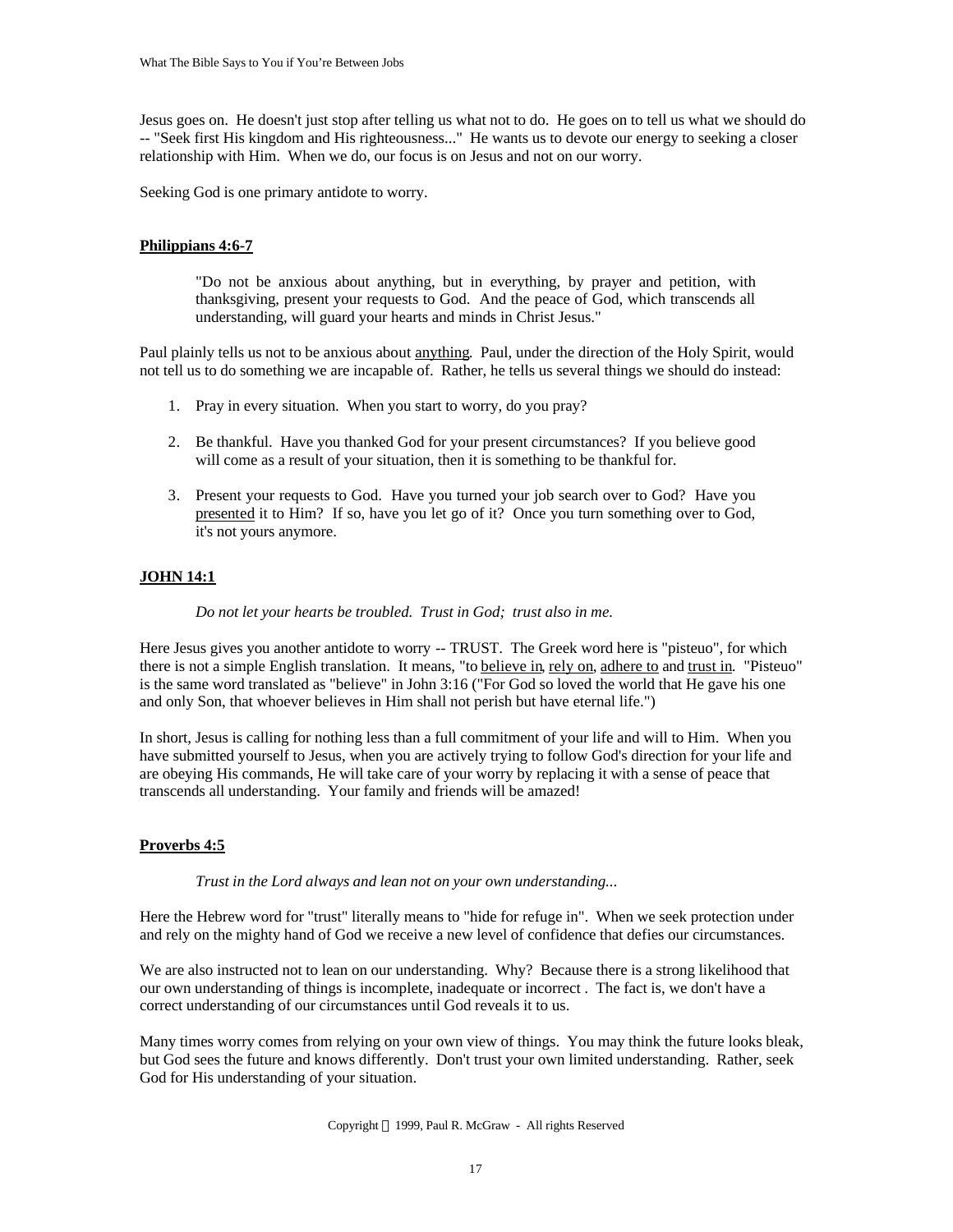Jesus goes on. He doesn't just stop after telling us what not to do. He goes on to tell us what we should do -- "Seek first His kingdom and His righteousness..." He wants us to devote our energy to seeking a closer relationship with Him. When we do, our focus is on Jesus and not on our worry.

Seeking God is one primary antidote to worry.

**Philippians 4:6-7**

> "Do not be anxious about anything, but in everything, by prayer and petition, with thanksgiving, present your requests to God. And the peace of God, which transcends all understanding, will guard your hearts and minds in Christ Jesus."

Paul plainly tells us not to be anxious about anything. Paul, under the direction of the Holy Spirit, would not tell us to do something we are incapable of. Rather, he tells us several things we should do instead:

1. Pray in every situation. When you start to worry, do you pray?

2. Be thankful. Have you thanked God for your present circumstances? If you believe good will come as a result of your situation, then it is something to be thankful for.

3. Present your requests to God. Have you turned your job search over to God? Have you presented it to Him? If so, have you let go of it? Once you turn something over to God, it's not yours anymore.

**JOHN 14:1**

> *Do not let your hearts be troubled. Trust in God; trust also in me.*

Here Jesus gives you another antidote to worry -- TRUST. The Greek word here is "pisteuo", for which there is not a simple English translation. It means, "to believe in, rely on, adhere to and trust in. "Pisteuo" is the same word translated as "believe" in John 3:16 ("For God so loved the world that He gave his one and only Son, that whoever believes in Him shall not perish but have eternal life.")

In short, Jesus is calling for nothing less than a full commitment of your life and will to Him. When you have submitted yourself to Jesus, when you are actively trying to follow God's direction for your life and are obeying His commands, He will take care of your worry by replacing it with a sense of peace that transcends all understanding. Your family and friends will be amazed!

**Proverbs 4:5**

> *Trust in the Lord always and lean not on your own understanding...*

Here the Hebrew word for "trust" literally means to "hide for refuge in". When we seek protection under and rely on the mighty hand of God we receive a new level of confidence that defies our circumstances.

We are also instructed not to lean on our understanding. Why? Because there is a strong likelihood that our own understanding of things is incomplete, inadequate or incorrect . The fact is, we don't have a correct understanding of our circumstances until God reveals it to us.

Many times worry comes from relying on your own view of things. You may think the future looks bleak, but God sees the future and knows differently. Don't trust your own limited understanding. Rather, seek God for His understanding of your situation.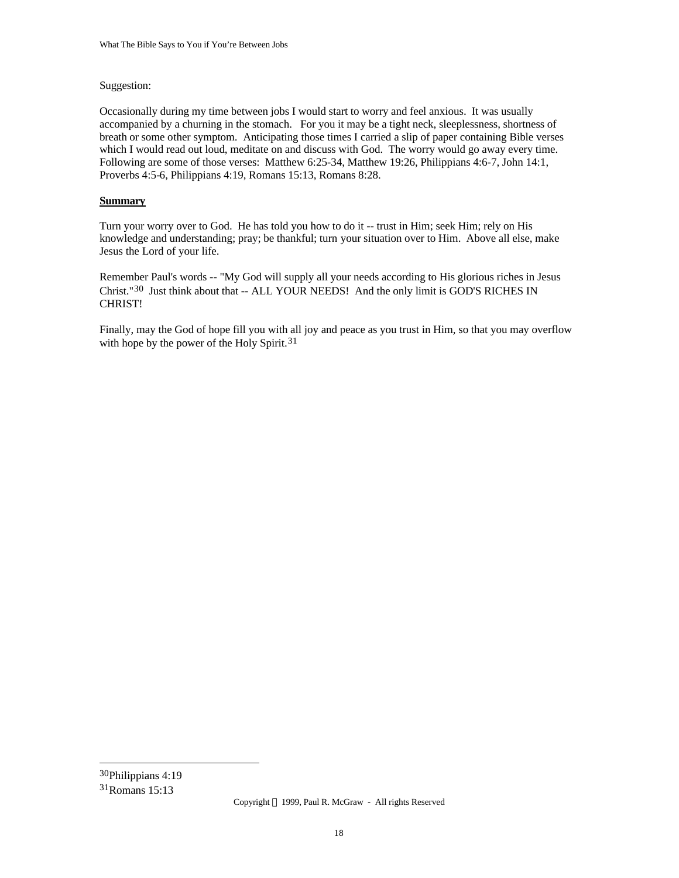Suggestion:

Occasionally during my time between jobs I would start to worry and feel anxious. It was usually accompanied by a churning in the stomach. For you it may be a tight neck, sleeplessness, shortness of breath or some other symptom. Anticipating those times I carried a slip of paper containing Bible verses which I would read out loud, meditate on and discuss with God. The worry would go away every time. Following are some of those verses: Matthew 6:25-34, Matthew 19:26, Philippians 4:6-7, John 14:1, Proverbs 4:5-6, Philippians 4:19, Romans 15:13, Romans 8:28.

**Summary**

Turn your worry over to God. He has told you how to do it -- trust in Him; seek Him; rely on His knowledge and understanding; pray; be thankful; turn your situation over to Him. Above all else, make Jesus the Lord of your life.

Remember Paul's words -- "My God will supply all your needs according to His glorious riches in Jesus Christ."[30] Just think about that -- ALL YOUR NEEDS! And the only limit is GOD'S RICHES IN CHRIST!

Finally, may the God of hope fill you with all joy and peace as you trust in Him, so that you may overflow with hope by the power of the Holy Spirit.[31]

---

[30] Philippians 4:19
[31] Romans 15:13

Copyright © 1999, Paul R. McGraw - All rights Reserved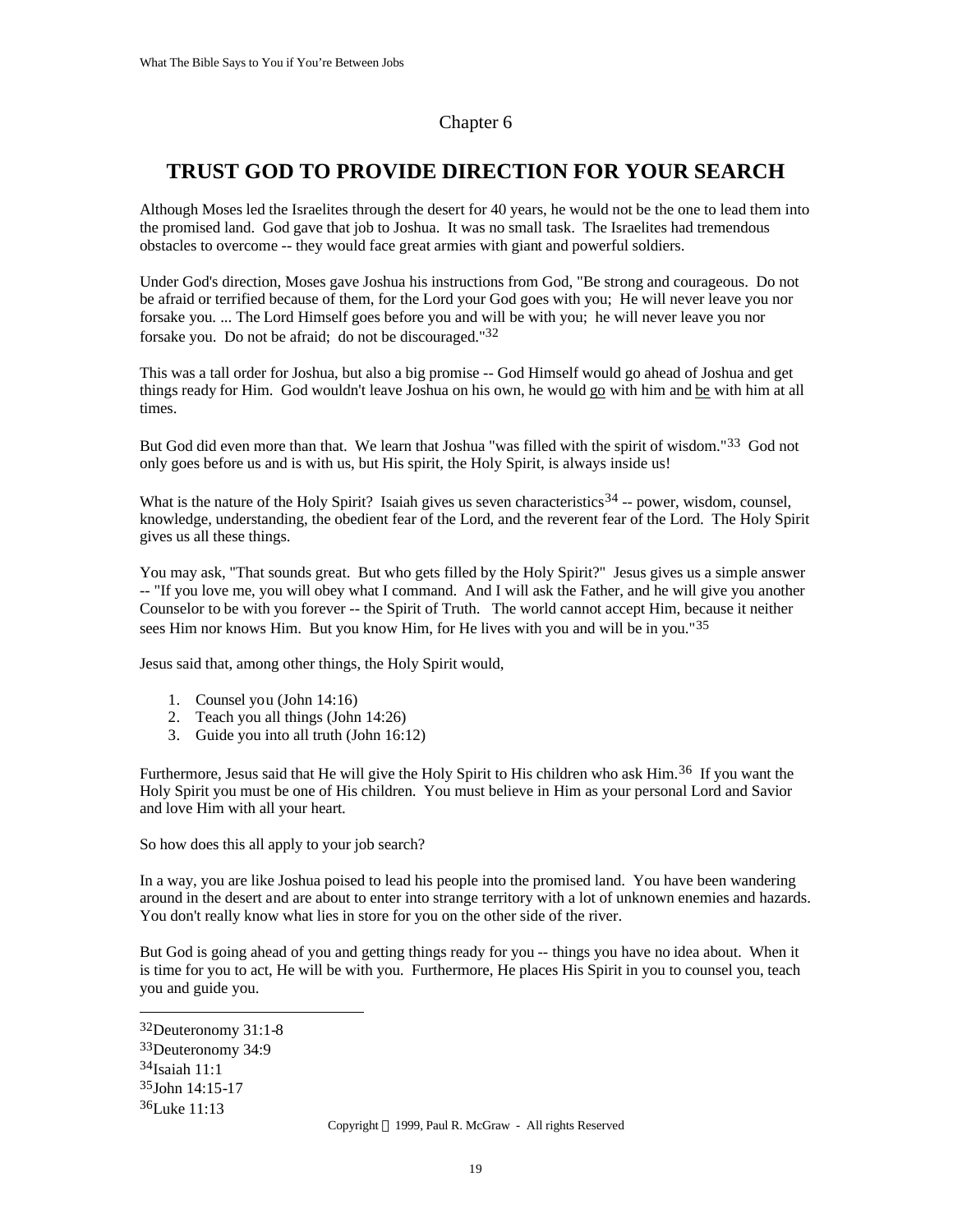Chapter 6

# TRUST GOD TO PROVIDE DIRECTION FOR YOUR SEARCH

Although Moses led the Israelites through the desert for 40 years, he would not be the one to lead them into the promised land. God gave that job to Joshua. It was no small task. The Israelites had tremendous obstacles to overcome -- they would face great armies with giant and powerful soldiers.

Under God's direction, Moses gave Joshua his instructions from God, "Be strong and courageous. Do not be afraid or terrified because of them, for the Lord your God goes with you; He will never leave you nor forsake you. ... The Lord Himself goes before you and will be with you; he will never leave you nor forsake you. Do not be afraid; do not be discouraged."[32]

This was a tall order for Joshua, but also a big promise -- God Himself would go ahead of Joshua and get things ready for Him. God wouldn't leave Joshua on his own, he would <u>go</u> with him and <u>be</u> with him at all times.

But God did even more than that. We learn that Joshua "was filled with the spirit of wisdom."[33] God not only goes before us and is with us, but His spirit, the Holy Spirit, is always inside us!

What is the nature of the Holy Spirit? Isaiah gives us seven characteristics[34] -- power, wisdom, counsel, knowledge, understanding, the obedient fear of the Lord, and the reverent fear of the Lord. The Holy Spirit gives us all these things.

You may ask, "That sounds great. But who gets filled by the Holy Spirit?" Jesus gives us a simple answer -- "If you love me, you will obey what I command. And I will ask the Father, and he will give you another Counselor to be with you forever -- the Spirit of Truth. The world cannot accept Him, because it neither sees Him nor knows Him. But you know Him, for He lives with you and will be in you."[35]

Jesus said that, among other things, the Holy Spirit would,

1. Counsel you (John 14:16)
2. Teach you all things (John 14:26)
3. Guide you into all truth (John 16:12)

Furthermore, Jesus said that He will give the Holy Spirit to His children who ask Him.[36] If you want the Holy Spirit you must be one of His children. You must believe in Him as your personal Lord and Savior and love Him with all your heart.

So how does this all apply to your job search?

In a way, you are like Joshua poised to lead his people into the promised land. You have been wandering around in the desert and are about to enter into strange territory with a lot of unknown enemies and hazards. You don't really know what lies in store for you on the other side of the river.

But God is going ahead of you and getting things ready for you -- things you have no idea about. When it is time for you to act, He will be with you. Furthermore, He places His Spirit in you to counsel you, teach you and guide you.

---

[32] Deuteronomy 31:1-8
[33] Deuteronomy 34:9
[34] Isaiah 11:1
[35] John 14:15-17
[36] Luke 11:13

Copyright © 1999, Paul R. McGraw - All rights Reserved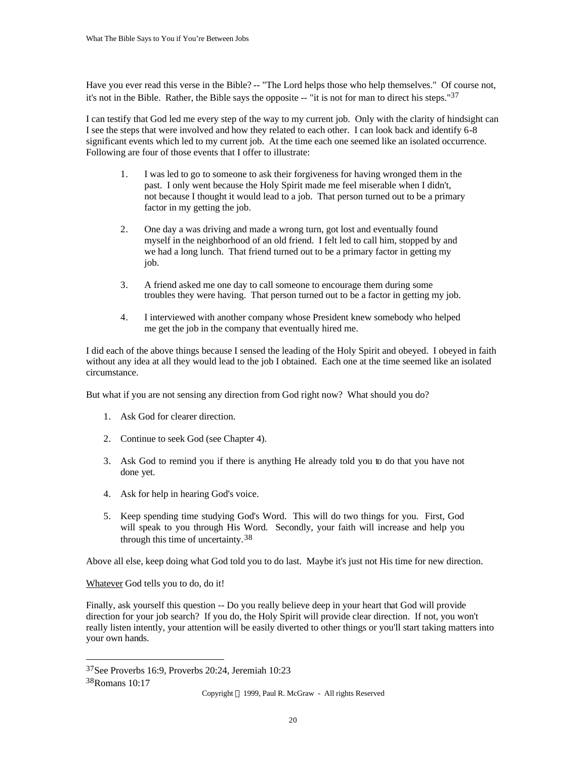Have you ever read this verse in the Bible? -- "The Lord helps those who help themselves." Of course not, it's not in the Bible. Rather, the Bible says the opposite -- "it is not for man to direct his steps."[37]

I can testify that God led me every step of the way to my current job. Only with the clarity of hindsight can I see the steps that were involved and how they related to each other. I can look back and identify 6-8 significant events which led to my current job. At the time each one seemed like an isolated occurrence. Following are four of those events that I offer to illustrate:

1. I was led to go to someone to ask their forgiveness for having wronged them in the past. I only went because the Holy Spirit made me feel miserable when I didn't, not because I thought it would lead to a job. That person turned out to be a primary factor in my getting the job.

2. One day a was driving and made a wrong turn, got lost and eventually found myself in the neighborhood of an old friend. I felt led to call him, stopped by and we had a long lunch. That friend turned out to be a primary factor in getting my job.

3. A friend asked me one day to call someone to encourage them during some troubles they were having. That person turned out to be a factor in getting my job.

4. I interviewed with another company whose President knew somebody who helped me get the job in the company that eventually hired me.

I did each of the above things because I sensed the leading of the Holy Spirit and obeyed. I obeyed in faith without any idea at all they would lead to the job I obtained. Each one at the time seemed like an isolated circumstance.

But what if you are not sensing any direction from God right now? What should you do?

1. Ask God for clearer direction.

2. Continue to seek God (see Chapter 4).

3. Ask God to remind you if there is anything He already told you to do that you have not done yet.

4. Ask for help in hearing God's voice.

5. Keep spending time studying God's Word. This will do two things for you. First, God will speak to you through His Word. Secondly, your faith will increase and help you through this time of uncertainty.[38]

Above all else, keep doing what God told you to do last. Maybe it's just not His time for new direction.

<u>Whatever</u> God tells you to do, do it!

Finally, ask yourself this question -- Do you really believe deep in your heart that God will provide direction for your job search? If you do, the Holy Spirit will provide clear direction. If not, you won't really listen intently, your attention will be easily diverted to other things or you'll start taking matters into your own hands.

---

[37]See Proverbs 16:9, Proverbs 20:24, Jeremiah 10:23

[38]Romans 10:17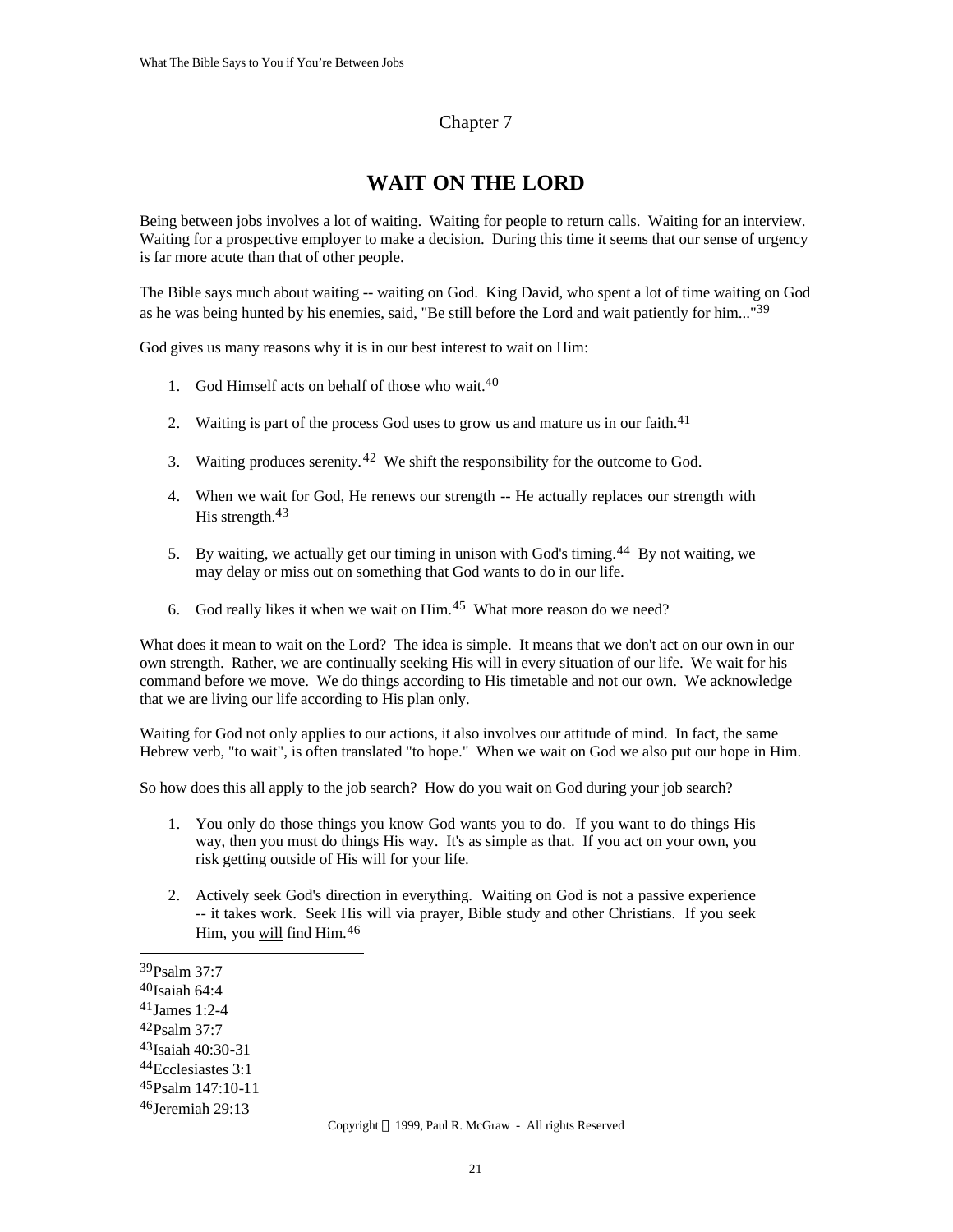Chapter 7

# WAIT ON THE LORD

Being between jobs involves a lot of waiting. Waiting for people to return calls. Waiting for an interview. Waiting for a prospective employer to make a decision. During this time it seems that our sense of urgency is far more acute than that of other people.

The Bible says much about waiting -- waiting on God. King David, who spent a lot of time waiting on God as he was being hunted by his enemies, said, "Be still before the Lord and wait patiently for him..."[39]

God gives us many reasons why it is in our best interest to wait on Him:

1. God Himself acts on behalf of those who wait.[40]

2. Waiting is part of the process God uses to grow us and mature us in our faith.[41]

3. Waiting produces serenity.[42] We shift the responsibility for the outcome to God.

4. When we wait for God, He renews our strength -- He actually replaces our strength with His strength.[43]

5. By waiting, we actually get our timing in unison with God's timing.[44] By not waiting, we may delay or miss out on something that God wants to do in our life.

6. God really likes it when we wait on Him.[45] What more reason do we need?

What does it mean to wait on the Lord? The idea is simple. It means that we don't act on our own in our own strength. Rather, we are continually seeking His will in every situation of our life. We wait for his command before we move. We do things according to His timetable and not our own. We acknowledge that we are living our life according to His plan only.

Waiting for God not only applies to our actions, it also involves our attitude of mind. In fact, the same Hebrew verb, "to wait", is often translated "to hope." When we wait on God we also put our hope in Him.

So how does this all apply to the job search? How do you wait on God during your job search?

1. You only do those things you know God wants you to do. If you want to do things His way, then you must do things His way. It's as simple as that. If you act on your own, you risk getting outside of His will for your life.

2. Actively seek God's direction in everything. Waiting on God is not a passive experience -- it takes work. Seek His will via prayer, Bible study and other Christians. If you seek Him, you <u>will</u> find Him.[46]

---

[39] Psalm 37:7
[40] Isaiah 64:4
[41] James 1:2-4
[42] Psalm 37:7
[43] Isaiah 40:30-31
[44] Ecclesiastes 3:1
[45] Psalm 147:10-11
[46] Jeremiah 29:13

Copyright © 1999, Paul R. McGraw - All rights Reserved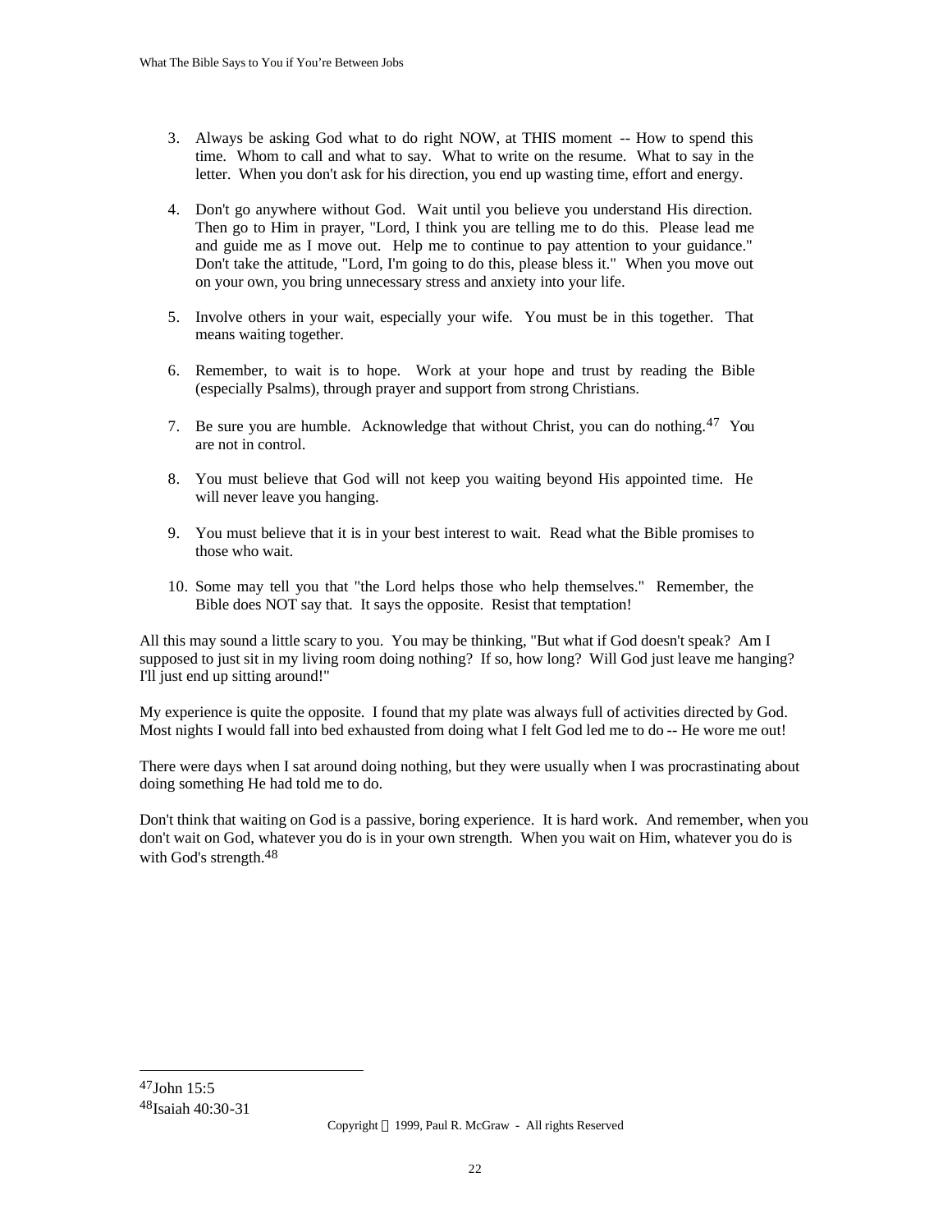3. Always be asking God what to do right NOW, at THIS moment -- How to spend this time. Whom to call and what to say. What to write on the resume. What to say in the letter. When you don't ask for his direction, you end up wasting time, effort and energy.

4. Don't go anywhere without God. Wait until you believe you understand His direction. Then go to Him in prayer, "Lord, I think you are telling me to do this. Please lead me and guide me as I move out. Help me to continue to pay attention to your guidance." Don't take the attitude, "Lord, I'm going to do this, please bless it." When you move out on your own, you bring unnecessary stress and anxiety into your life.

5. Involve others in your wait, especially your wife. You must be in this together. That means waiting together.

6. Remember, to wait is to hope. Work at your hope and trust by reading the Bible (especially Psalms), through prayer and support from strong Christians.

7. Be sure you are humble. Acknowledge that without Christ, you can do nothing.[47] You are not in control.

8. You must believe that God will not keep you waiting beyond His appointed time. He will never leave you hanging.

9. You must believe that it is in your best interest to wait. Read what the Bible promises to those who wait.

10. Some may tell you that "the Lord helps those who help themselves." Remember, the Bible does NOT say that. It says the opposite. Resist that temptation!

All this may sound a little scary to you. You may be thinking, "But what if God doesn't speak? Am I supposed to just sit in my living room doing nothing? If so, how long? Will God just leave me hanging? I'll just end up sitting around!"

My experience is quite the opposite. I found that my plate was always full of activities directed by God. Most nights I would fall into bed exhausted from doing what I felt God led me to do -- He wore me out!

There were days when I sat around doing nothing, but they were usually when I was procrastinating about doing something He had told me to do.

Don't think that waiting on God is a passive, boring experience. It is hard work. And remember, when you don't wait on God, whatever you do is in your own strength. When you wait on Him, whatever you do is with God's strength.[48]

---

[47] John 15:5
[48] Isaiah 40:30-31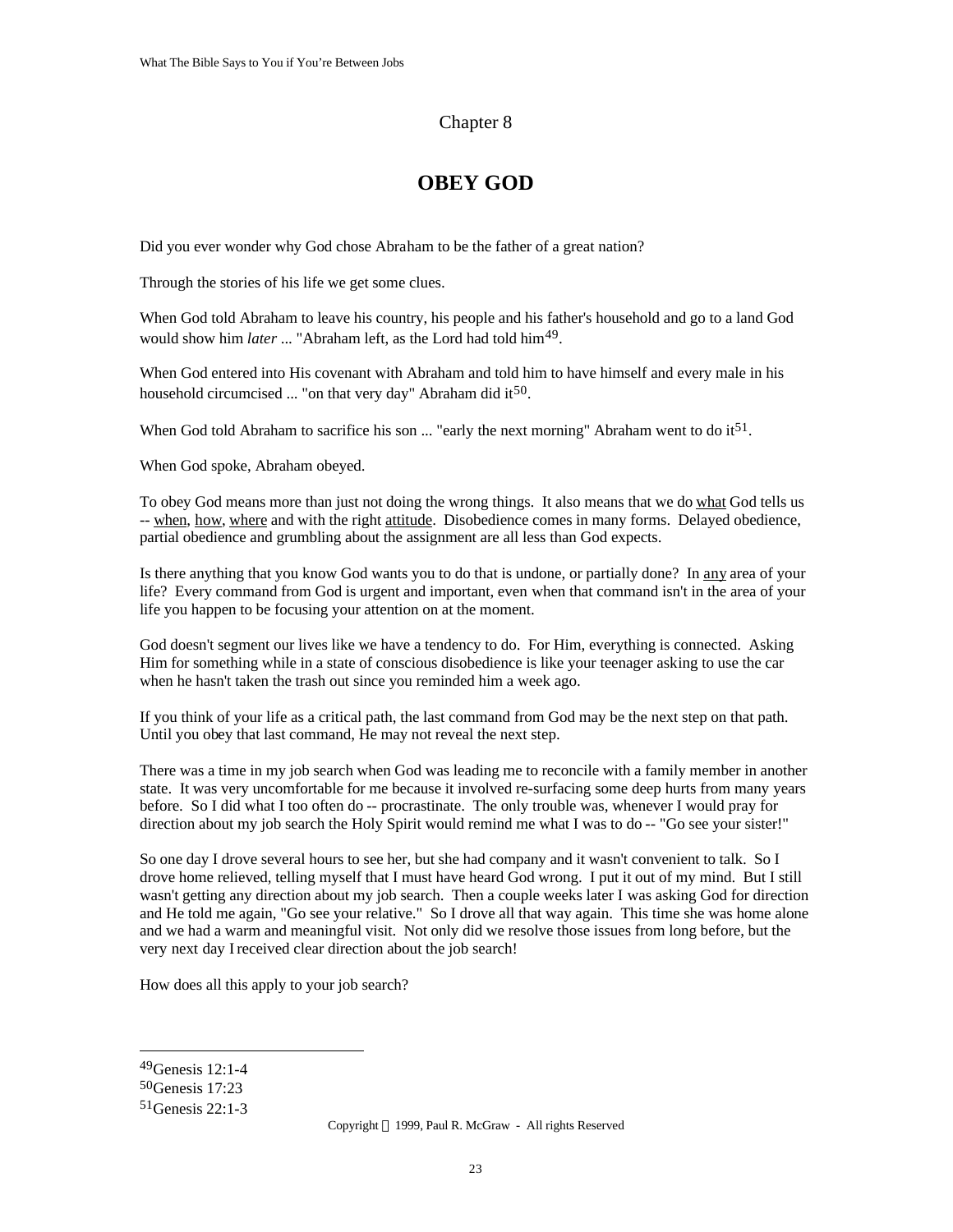Chapter 8

# OBEY GOD

Did you ever wonder why God chose Abraham to be the father of a great nation?

Through the stories of his life we get some clues.

When God told Abraham to leave his country, his people and his father's household and go to a land God would show him *later* ... "Abraham left, as the Lord had told him[49].

When God entered into His covenant with Abraham and told him to have himself and every male in his household circumcised ... "on that very day" Abraham did it[50].

When God told Abraham to sacrifice his son ... "early the next morning" Abraham went to do it[51].

When God spoke, Abraham obeyed.

To obey God means more than just not doing the wrong things. It also means that we do <u>what</u> God tells us -- <u>when</u>, <u>how</u>, <u>where</u> and with the right <u>attitude</u>. Disobedience comes in many forms. Delayed obedience, partial obedience and grumbling about the assignment are all less than God expects.

Is there anything that you know God wants you to do that is undone, or partially done? In <u>any</u> area of your life? Every command from God is urgent and important, even when that command isn't in the area of your life you happen to be focusing your attention on at the moment.

God doesn't segment our lives like we have a tendency to do. For Him, everything is connected. Asking Him for something while in a state of conscious disobedience is like your teenager asking to use the car when he hasn't taken the trash out since you reminded him a week ago.

If you think of your life as a critical path, the last command from God may be the next step on that path. Until you obey that last command, He may not reveal the next step.

There was a time in my job search when God was leading me to reconcile with a family member in another state. It was very uncomfortable for me because it involved re-surfacing some deep hurts from many years before. So I did what I too often do -- procrastinate. The only trouble was, whenever I would pray for direction about my job search the Holy Spirit would remind me what I was to do -- "Go see your sister!"

So one day I drove several hours to see her, but she had company and it wasn't convenient to talk. So I drove home relieved, telling myself that I must have heard God wrong. I put it out of my mind. But I still wasn't getting any direction about my job search. Then a couple weeks later I was asking God for direction and He told me again, "Go see your relative." So I drove all that way again. This time she was home alone and we had a warm and meaningful visit. Not only did we resolve those issues from long before, but the very next day I received clear direction about the job search!

How does all this apply to your job search?

---

[49]Genesis 12:1-4
[50]Genesis 17:23
[51]Genesis 22:1-3

Copyright © 1999, Paul R. McGraw - All rights Reserved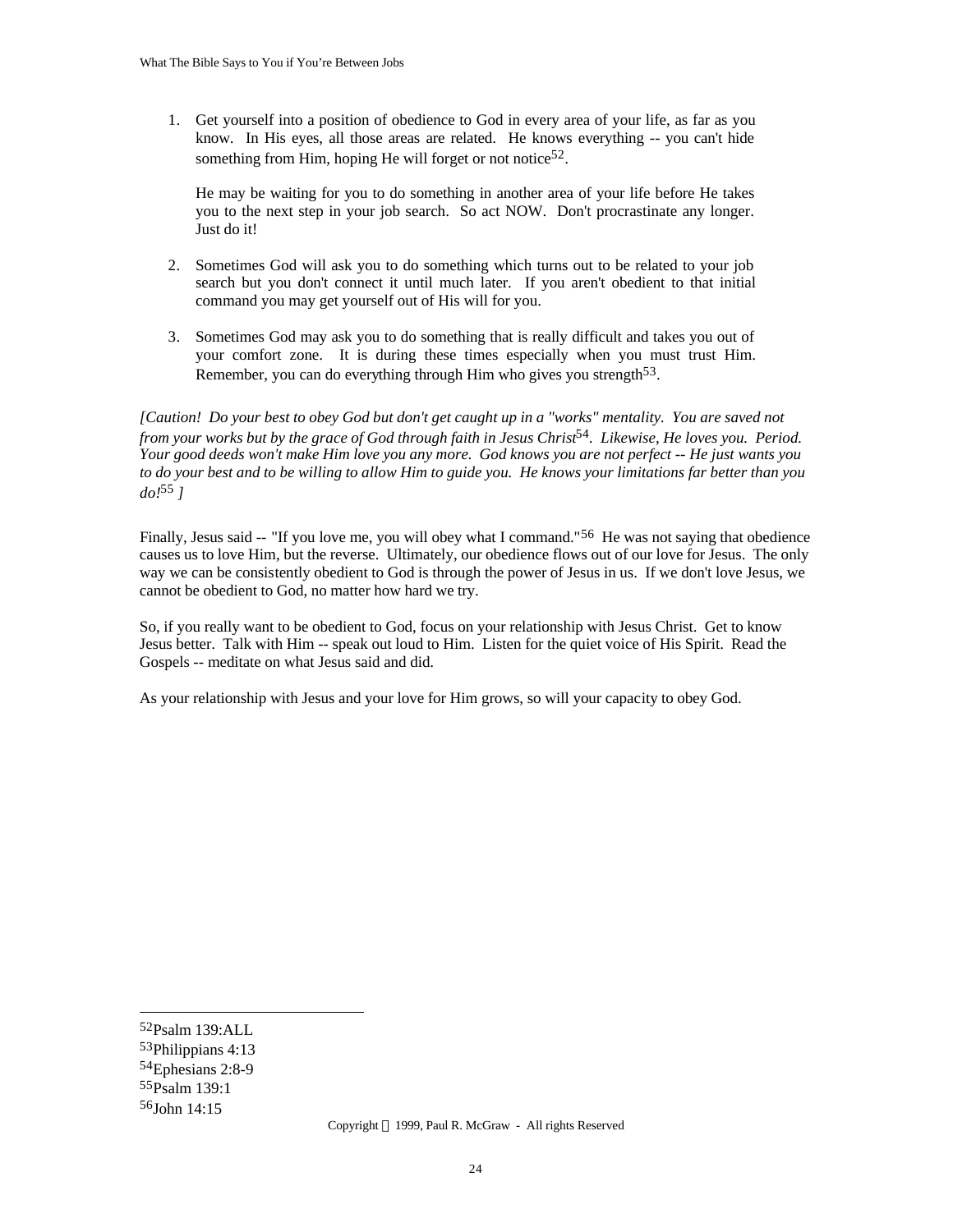1. Get yourself into a position of obedience to God in every area of your life, as far as you know. In His eyes, all those areas are related. He knows everything -- you can't hide something from Him, hoping He will forget or not notice[52].

   He may be waiting for you to do something in another area of your life before He takes you to the next step in your job search. So act NOW. Don't procrastinate any longer. Just do it!

2. Sometimes God will ask you to do something which turns out to be related to your job search but you don't connect it until much later. If you aren't obedient to that initial command you may get yourself out of His will for you.

3. Sometimes God may ask you to do something that is really difficult and takes you out of your comfort zone. It is during these times especially when you must trust Him. Remember, you can do everything through Him who gives you strength[53].

*[Caution! Do your best to obey God but don't get caught up in a "works" mentality. You are saved not from your works but by the grace of God through faith in Jesus Christ[54]. Likewise, He loves you. Period. Your good deeds won't make Him love you any more. God knows you are not perfect -- He just wants you to do your best and to be willing to allow Him to guide you. He knows your limitations far better than you do![55] ]*

Finally, Jesus said -- "If you love me, you will obey what I command."[56] He was not saying that obedience causes us to love Him, but the reverse. Ultimately, our obedience flows out of our love for Jesus. The only way we can be consistently obedient to God is through the power of Jesus in us. If we don't love Jesus, we cannot be obedient to God, no matter how hard we try.

So, if you really want to be obedient to God, focus on your relationship with Jesus Christ. Get to know Jesus better. Talk with Him -- speak out loud to Him. Listen for the quiet voice of His Spirit. Read the Gospels -- meditate on what Jesus said and did.

As your relationship with Jesus and your love for Him grows, so will your capacity to obey God.

---

[52] Psalm 139:ALL
[53] Philippians 4:13
[54] Ephesians 2:8-9
[55] Psalm 139:1
[56] John 14:15

Copyright © 1999, Paul R. McGraw - All rights Reserved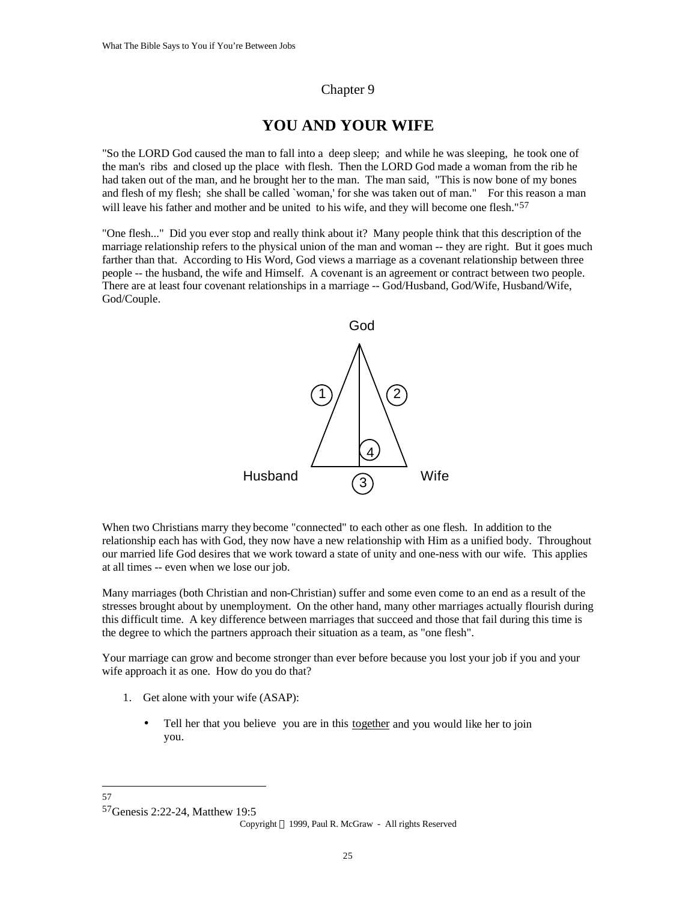Chapter 9

# YOU AND YOUR WIFE

"So the LORD God caused the man to fall into a deep sleep; and while he was sleeping, he took one of the man's ribs and closed up the place with flesh. Then the LORD God made a woman from the rib he had taken out of the man, and he brought her to the man. The man said, "This is now bone of my bones and flesh of my flesh; she shall be called `woman,' for she was taken out of man." For this reason a man will leave his father and mother and be united to his wife, and they will become one flesh."[57]

"One flesh..." Did you ever stop and really think about it? Many people think that this description of the marriage relationship refers to the physical union of the man and woman -- they are right. But it goes much farther than that. According to His Word, God views a marriage as a covenant relationship between three people -- the husband, the wife and Himself. A covenant is an agreement or contract between two people. There are at least four covenant relationships in a marriage -- God/Husband, God/Wife, Husband/Wife, God/Couple.

God

1 2

4

Husband 3 Wife

When two Christians marry they become "connected" to each other as one flesh. In addition to the relationship each has with God, they now have a new relationship with Him as a unified body. Throughout our married life God desires that we work toward a state of unity and one-ness with our wife. This applies at all times -- even when we lose our job.

Many marriages (both Christian and non-Christian) suffer and some even come to an end as a result of the stresses brought about by unemployment. On the other hand, many other marriages actually flourish during this difficult time. A key difference between marriages that succeed and those that fail during this time is the degree to which the partners approach their situation as a team, as "one flesh".

Your marriage can grow and become stronger than ever before because you lost your job if you and your wife approach it as one. How do you do that?

1. Get alone with your wife (ASAP):

   - Tell her that you believe you are in this <u>together</u> and you would like her to join you.

---

[57] Genesis 2:22-24, Matthew 19:5

Copyright © 1999, Paul R. McGraw - All rights Reserved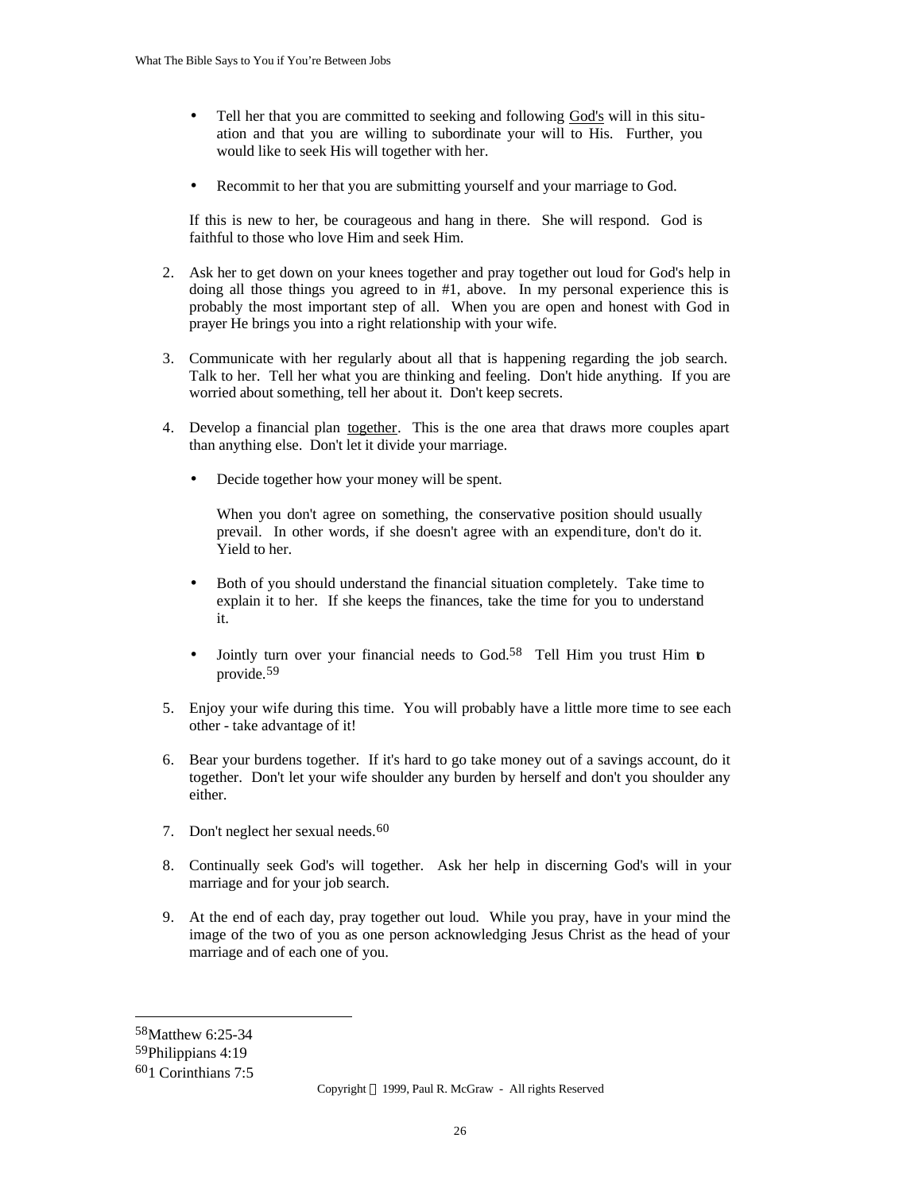- Tell her that you are committed to seeking and following God's will in this situation and that you are willing to subordinate your will to His. Further, you would like to seek His will together with her.

- Recommit to her that you are submitting yourself and your marriage to God.

If this is new to her, be courageous and hang in there. She will respond. God is faithful to those who love Him and seek Him.

2. Ask her to get down on your knees together and pray together out loud for God's help in doing all those things you agreed to in #1, above. In my personal experience this is probably the most important step of all. When you are open and honest with God in prayer He brings you into a right relationship with your wife.

3. Communicate with her regularly about all that is happening regarding the job search. Talk to her. Tell her what you are thinking and feeling. Don't hide anything. If you are worried about something, tell her about it. Don't keep secrets.

4. Develop a financial plan together. This is the one area that draws more couples apart than anything else. Don't let it divide your marriage.

   - Decide together how your money will be spent.

     When you don't agree on something, the conservative position should usually prevail. In other words, if she doesn't agree with an expenditure, don't do it. Yield to her.

   - Both of you should understand the financial situation completely. Take time to explain it to her. If she keeps the finances, take the time for you to understand it.

   - Jointly turn over your financial needs to God.[58] Tell Him you trust Him to provide.[59]

5. Enjoy your wife during this time. You will probably have a little more time to see each other - take advantage of it!

6. Bear your burdens together. If it's hard to go take money out of a savings account, do it together. Don't let your wife shoulder any burden by herself and don't you shoulder any either.

7. Don't neglect her sexual needs.[60]

8. Continually seek God's will together. Ask her help in discerning God's will in your marriage and for your job search.

9. At the end of each day, pray together out loud. While you pray, have in your mind the image of the two of you as one person acknowledging Jesus Christ as the head of your marriage and of each one of you.

---

[58] Matthew 6:25-34

[59] Philippians 4:19

[60] 1 Corinthians 7:5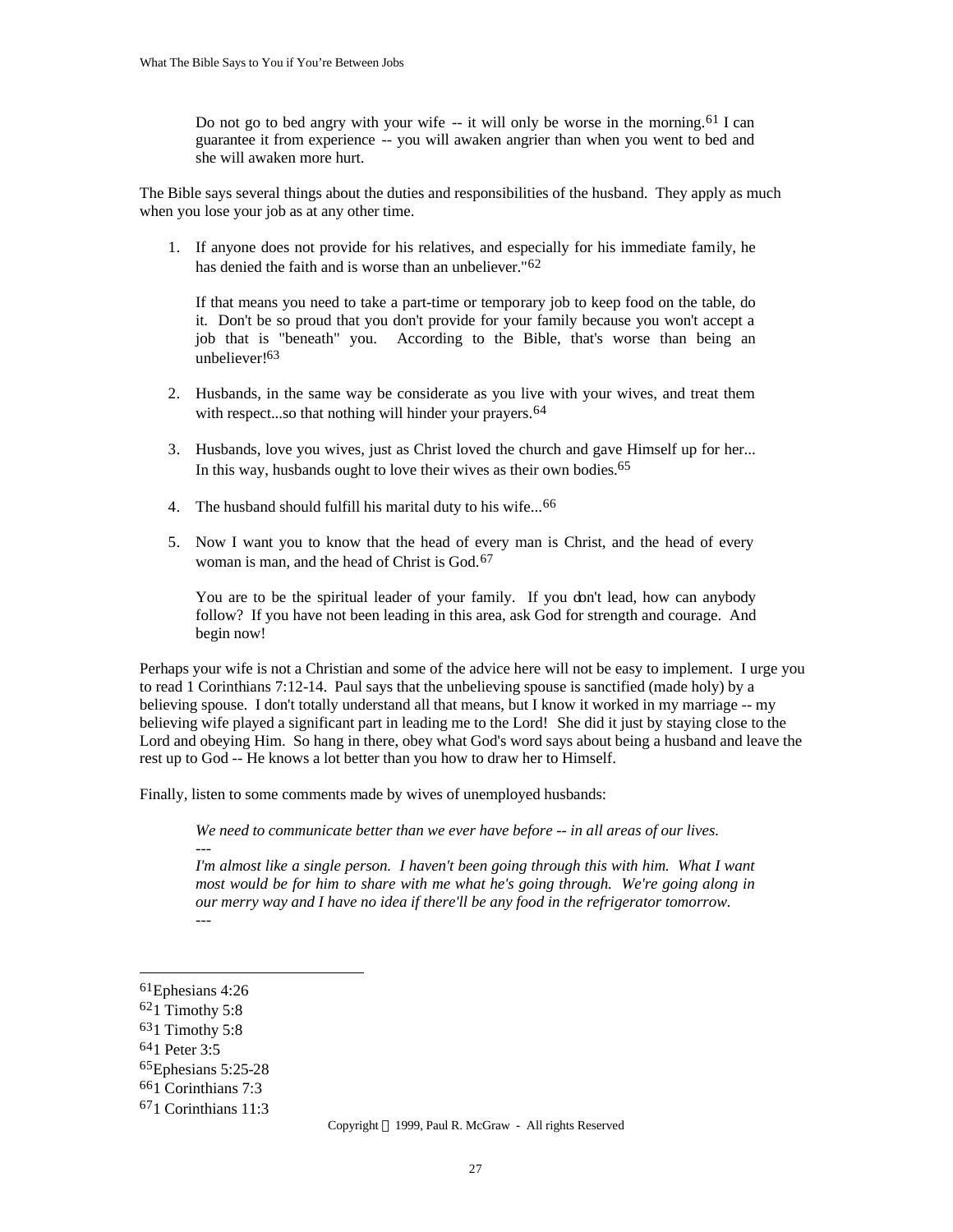> Do not go to bed angry with your wife -- it will only be worse in the morning.[61] I can guarantee it from experience -- you will awaken angrier than when you went to bed and she will awaken more hurt.

The Bible says several things about the duties and responsibilities of the husband. They apply as much when you lose your job as at any other time.

1. If anyone does not provide for his relatives, and especially for his immediate family, he has denied the faith and is worse than an unbeliever."[62]

   If that means you need to take a part-time or temporary job to keep food on the table, do it. Don't be so proud that you don't provide for your family because you won't accept a job that is "beneath" you. According to the Bible, that's worse than being an unbeliever![63]

2. Husbands, in the same way be considerate as you live with your wives, and treat them with respect...so that nothing will hinder your prayers.[64]

3. Husbands, love you wives, just as Christ loved the church and gave Himself up for her... In this way, husbands ought to love their wives as their own bodies.[65]

4. The husband should fulfill his marital duty to his wife...[66]

5. Now I want you to know that the head of every man is Christ, and the head of every woman is man, and the head of Christ is God.[67]

   You are to be the spiritual leader of your family. If you don't lead, how can anybody follow? If you have not been leading in this area, ask God for strength and courage. And begin now!

Perhaps your wife is not a Christian and some of the advice here will not be easy to implement. I urge you to read 1 Corinthians 7:12-14. Paul says that the unbelieving spouse is sanctified (made holy) by a believing spouse. I don't totally understand all that means, but I know it worked in my marriage -- my believing wife played a significant part in leading me to the Lord! She did it just by staying close to the Lord and obeying Him. So hang in there, obey what God's word says about being a husband and leave the rest up to God -- He knows a lot better than you how to draw her to Himself.

Finally, listen to some comments made by wives of unemployed husbands:

> *We need to communicate better than we ever have before -- in all areas of our lives.*
>
> ---
>
> *I'm almost like a single person. I haven't been going through this with him. What I want most would be for him to share with me what he's going through. We're going along in our merry way and I have no idea if there'll be any food in the refrigerator tomorrow.*
>
> ---

---

[61] Ephesians 4:26
[62] 1 Timothy 5:8
[63] 1 Timothy 5:8
[64] 1 Peter 3:5
[65] Ephesians 5:25-28
[66] 1 Corinthians 7:3
[67] 1 Corinthians 11:3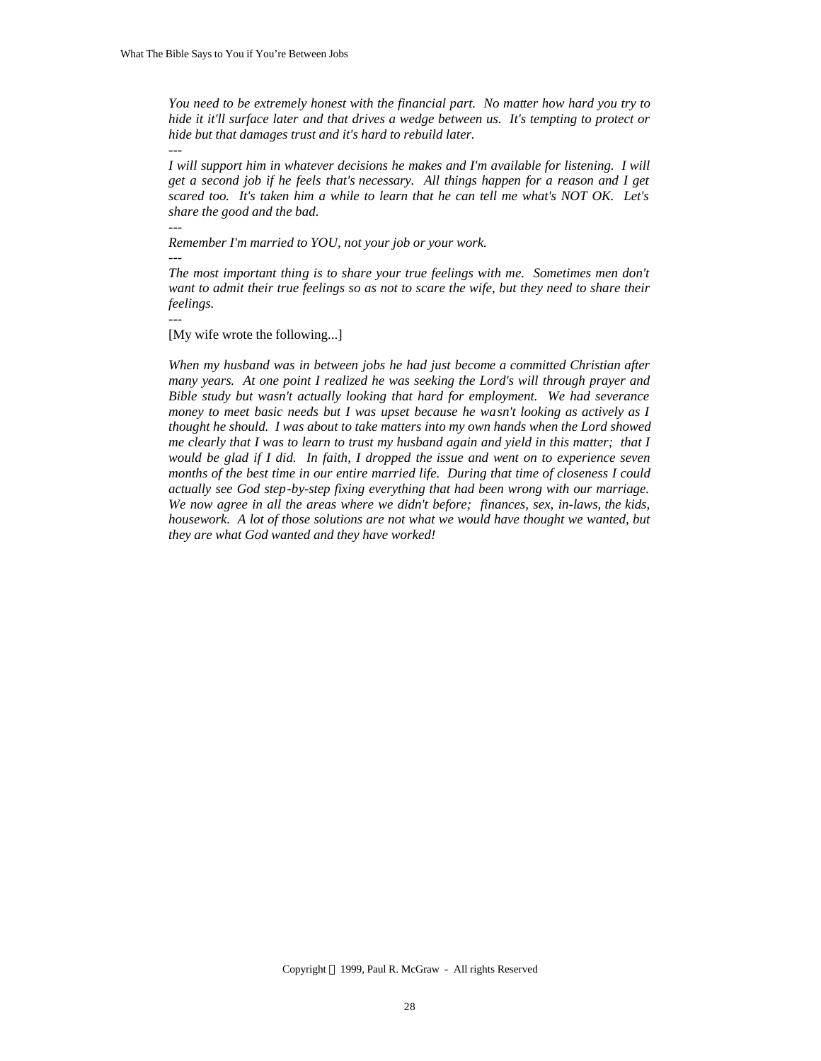*You need to be extremely honest with the financial part. No matter how hard you try to hide it it'll surface later and that drives a wedge between us. It's tempting to protect or hide but that damages trust and it's hard to rebuild later.*

---

*I will support him in whatever decisions he makes and I'm available for listening. I will get a second job if he feels that's necessary. All things happen for a reason and I get scared too. It's taken him a while to learn that he can tell me what's NOT OK. Let's share the good and the bad.*

---

*Remember I'm married to YOU, not your job or your work.*

---

*The most important thing is to share your true feelings with me. Sometimes men don't want to admit their true feelings so as not to scare the wife, but they need to share their feelings.*

---

[My wife wrote the following...]

*When my husband was in between jobs he had just become a committed Christian after many years. At one point I realized he was seeking the Lord's will through prayer and Bible study but wasn't actually looking that hard for employment. We had severance money to meet basic needs but I was upset because he wasn't looking as actively as I thought he should. I was about to take matters into my own hands when the Lord showed me clearly that I was to learn to trust my husband again and yield in this matter; that I would be glad if I did. In faith, I dropped the issue and went on to experience seven months of the best time in our entire married life. During that time of closeness I could actually see God step-by-step fixing everything that had been wrong with our marriage. We now agree in all the areas where we didn't before; finances, sex, in-laws, the kids, housework. A lot of those solutions are not what we would have thought we wanted, but they are what God wanted and they have worked!*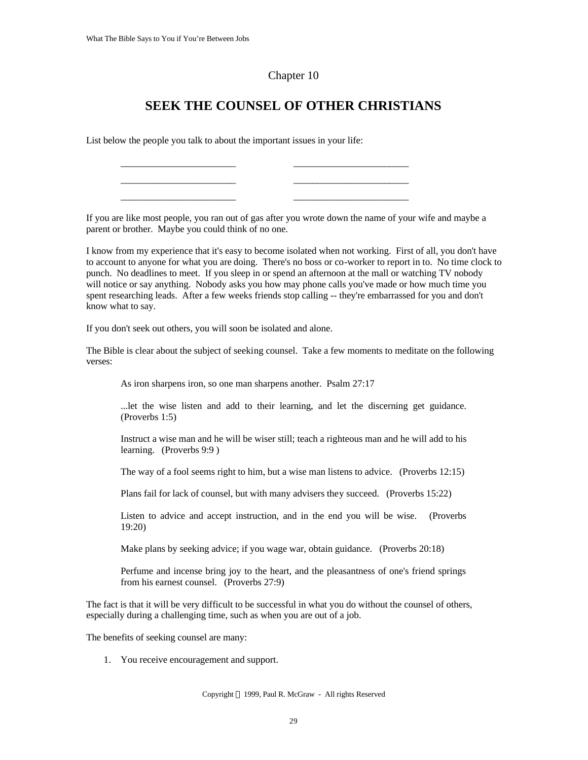Chapter 10

# SEEK THE COUNSEL OF OTHER CHRISTIANS

List below the people you talk to about the important issues in your life:

_______________________ _______________________

_______________________ _______________________

_______________________ _______________________

If you are like most people, you ran out of gas after you wrote down the name of your wife and maybe a parent or brother. Maybe you could think of no one.

I know from my experience that it's easy to become isolated when not working. First of all, you don't have to account to anyone for what you are doing. There's no boss or co-worker to report in to. No time clock to punch. No deadlines to meet. If you sleep in or spend an afternoon at the mall or watching TV nobody will notice or say anything. Nobody asks you how may phone calls you've made or how much time you spent researching leads. After a few weeks friends stop calling -- they're embarrassed for you and don't know what to say.

If you don't seek out others, you will soon be isolated and alone.

The Bible is clear about the subject of seeking counsel. Take a few moments to meditate on the following verses:

> As iron sharpens iron, so one man sharpens another. Psalm 27:17
>
> ...let the wise listen and add to their learning, and let the discerning get guidance. (Proverbs 1:5)
>
> Instruct a wise man and he will be wiser still; teach a righteous man and he will add to his learning. (Proverbs 9:9 )
>
> The way of a fool seems right to him, but a wise man listens to advice. (Proverbs 12:15)
>
> Plans fail for lack of counsel, but with many advisers they succeed. (Proverbs 15:22)
>
> Listen to advice and accept instruction, and in the end you will be wise. (Proverbs 19:20)
>
> Make plans by seeking advice; if you wage war, obtain guidance. (Proverbs 20:18)
>
> Perfume and incense bring joy to the heart, and the pleasantness of one's friend springs from his earnest counsel. (Proverbs 27:9)

The fact is that it will be very difficult to be successful in what you do without the counsel of others, especially during a challenging time, such as when you are out of a job.

The benefits of seeking counsel are many:

1. You receive encouragement and support.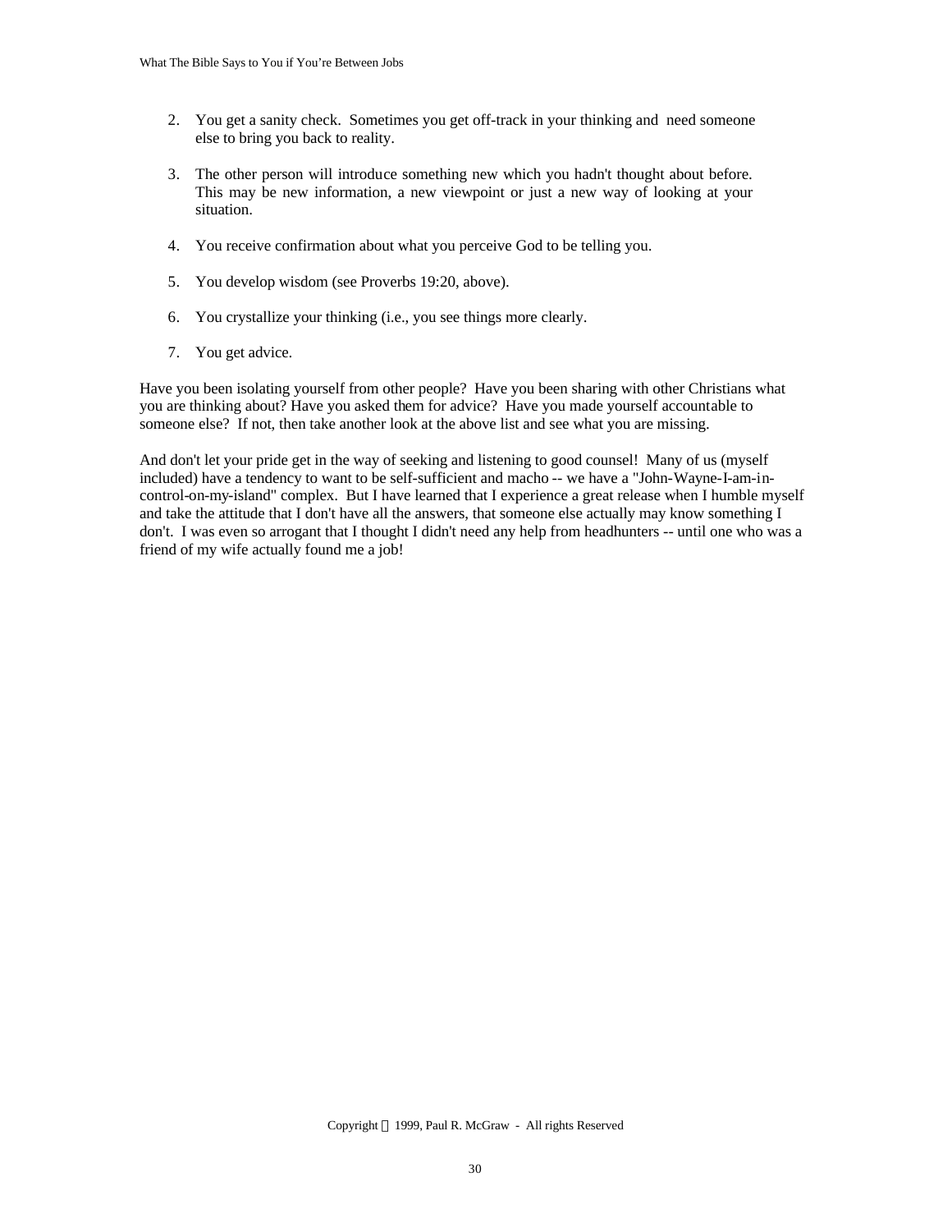2. You get a sanity check. Sometimes you get off-track in your thinking and need someone else to bring you back to reality.

3. The other person will introduce something new which you hadn't thought about before. This may be new information, a new viewpoint or just a new way of looking at your situation.

4. You receive confirmation about what you perceive God to be telling you.

5. You develop wisdom (see Proverbs 19:20, above).

6. You crystallize your thinking (i.e., you see things more clearly.

7. You get advice.

Have you been isolating yourself from other people? Have you been sharing with other Christians what you are thinking about? Have you asked them for advice? Have you made yourself accountable to someone else? If not, then take another look at the above list and see what you are missing.

And don't let your pride get in the way of seeking and listening to good counsel! Many of us (myself included) have a tendency to want to be self-sufficient and macho -- we have a "John-Wayne-I-am-in-control-on-my-island" complex. But I have learned that I experience a great release when I humble myself and take the attitude that I don't have all the answers, that someone else actually may know something I don't. I was even so arrogant that I thought I didn't need any help from headhunters -- until one who was a friend of my wife actually found me a job!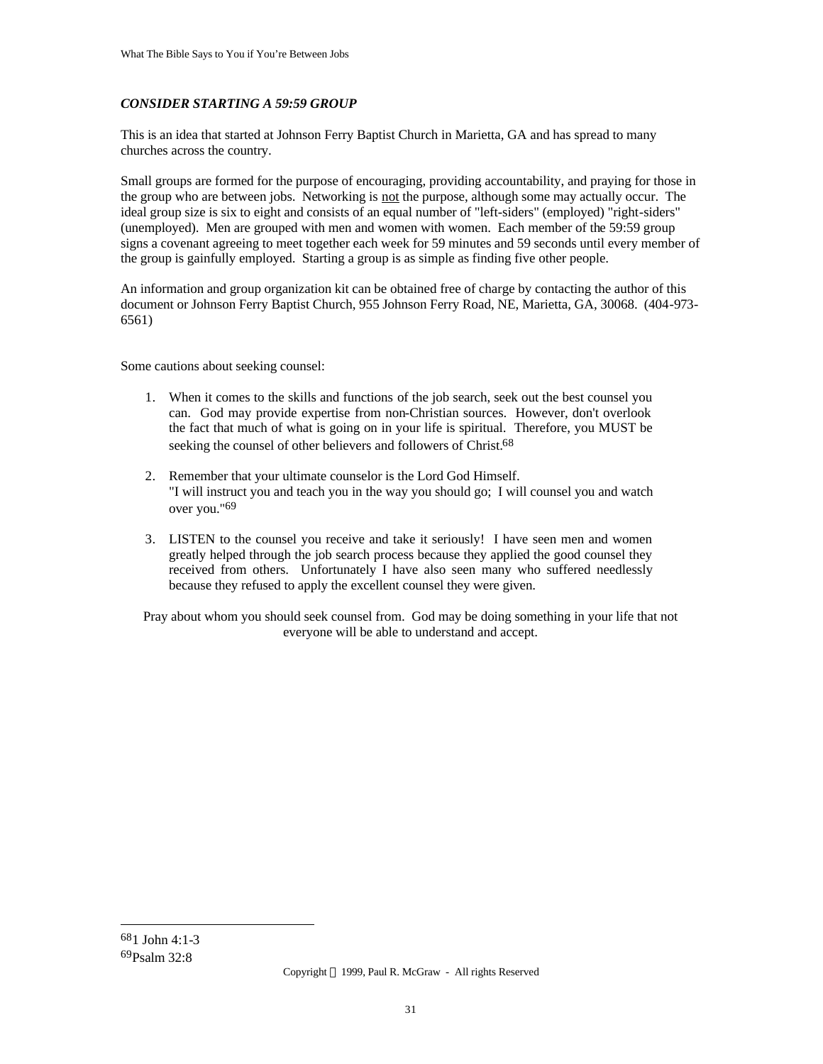***CONSIDER STARTING A 59:59 GROUP***

This is an idea that started at Johnson Ferry Baptist Church in Marietta, GA and has spread to many churches across the country.

Small groups are formed for the purpose of encouraging, providing accountability, and praying for those in the group who are between jobs. Networking is <u>not</u> the purpose, although some may actually occur. The ideal group size is six to eight and consists of an equal number of "left-siders" (employed) "right-siders" (unemployed). Men are grouped with men and women with women. Each member of the 59:59 group signs a covenant agreeing to meet together each week for 59 minutes and 59 seconds until every member of the group is gainfully employed. Starting a group is as simple as finding five other people.

An information and group organization kit can be obtained free of charge by contacting the author of this document or Johnson Ferry Baptist Church, 955 Johnson Ferry Road, NE, Marietta, GA, 30068. (404-973-6561)

Some cautions about seeking counsel:

1. When it comes to the skills and functions of the job search, seek out the best counsel you can. God may provide expertise from non-Christian sources. However, don't overlook the fact that much of what is going on in your life is spiritual. Therefore, you MUST be seeking the counsel of other believers and followers of Christ.[68]

2. Remember that your ultimate counselor is the Lord God Himself.
"I will instruct you and teach you in the way you should go; I will counsel you and watch over you."[69]

3. LISTEN to the counsel you receive and take it seriously! I have seen men and women greatly helped through the job search process because they applied the good counsel they received from others. Unfortunately I have also seen many who suffered needlessly because they refused to apply the excellent counsel they were given.

Pray about whom you should seek counsel from. God may be doing something in your life that not everyone will be able to understand and accept.

---

[68] 1 John 4:1-3
[69] Psalm 32:8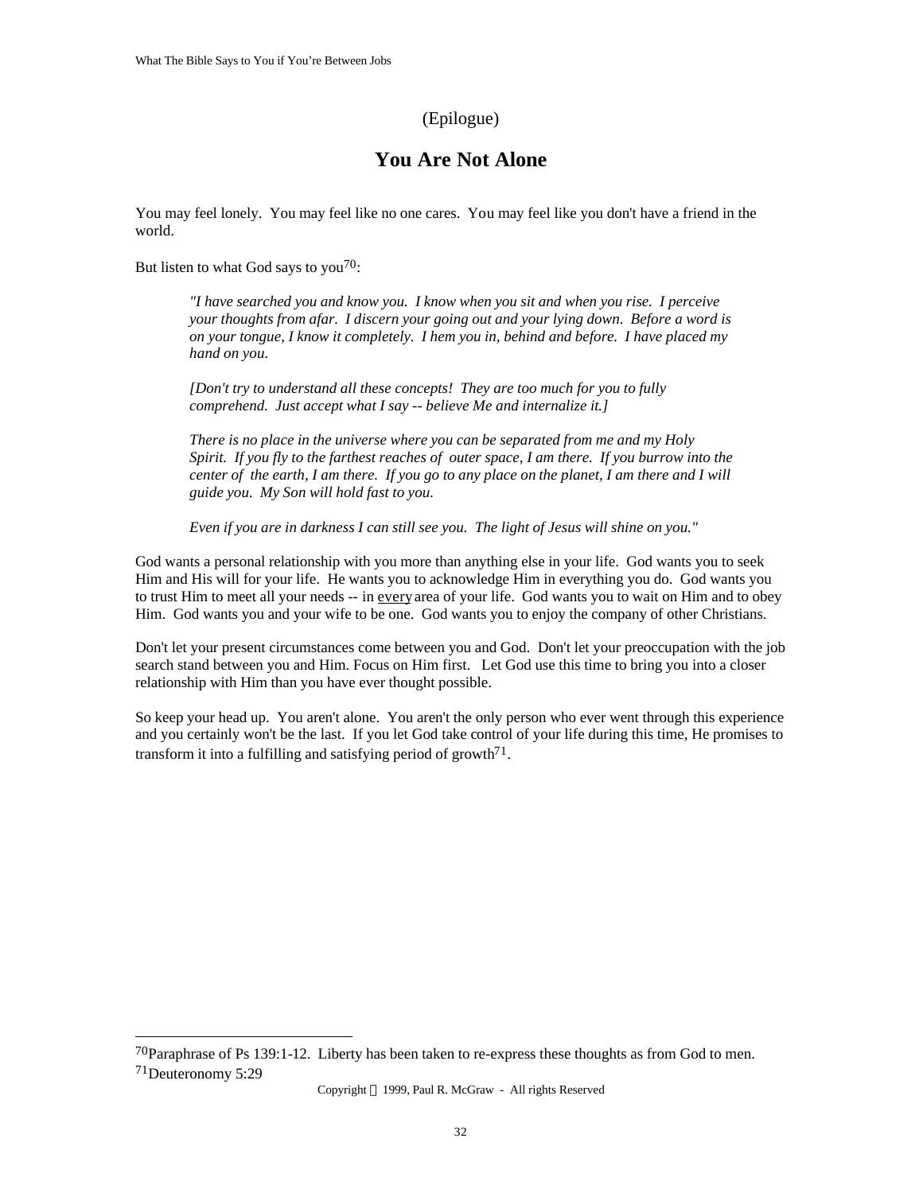(Epilogue)

# You Are Not Alone

You may feel lonely. You may feel like no one cares. You may feel like you don't have a friend in the world.

But listen to what God says to you[70]:

> *"I have searched you and know you. I know when you sit and when you rise. I perceive your thoughts from afar. I discern your going out and your lying down. Before a word is on your tongue, I know it completely. I hem you in, behind and before. I have placed my hand on you.*
>
> *[Don't try to understand all these concepts! They are too much for you to fully comprehend. Just accept what I say -- believe Me and internalize it.]*
>
> *There is no place in the universe where you can be separated from me and my Holy Spirit. If you fly to the farthest reaches of outer space, I am there. If you burrow into the center of the earth, I am there. If you go to any place on the planet, I am there and I will guide you. My Son will hold fast to you.*
>
> *Even if you are in darkness I can still see you. The light of Jesus will shine on you."*

God wants a personal relationship with you more than anything else in your life. God wants you to seek Him and His will for your life. He wants you to acknowledge Him in everything you do. God wants you to trust Him to meet all your needs -- in <u>every</u> area of your life. God wants you to wait on Him and to obey Him. God wants you and your wife to be one. God wants you to enjoy the company of other Christians.

Don't let your present circumstances come between you and God. Don't let your preoccupation with the job search stand between you and Him. Focus on Him first. Let God use this time to bring you into a closer relationship with Him than you have ever thought possible.

So keep your head up. You aren't alone. You aren't the only person who ever went through this experience and you certainly won't be the last. If you let God take control of your life during this time, He promises to transform it into a fulfilling and satisfying period of growth[71].

---

[70] Paraphrase of Ps 139:1-12. Liberty has been taken to re-express these thoughts as from God to men.
[71] Deuteronomy 5:29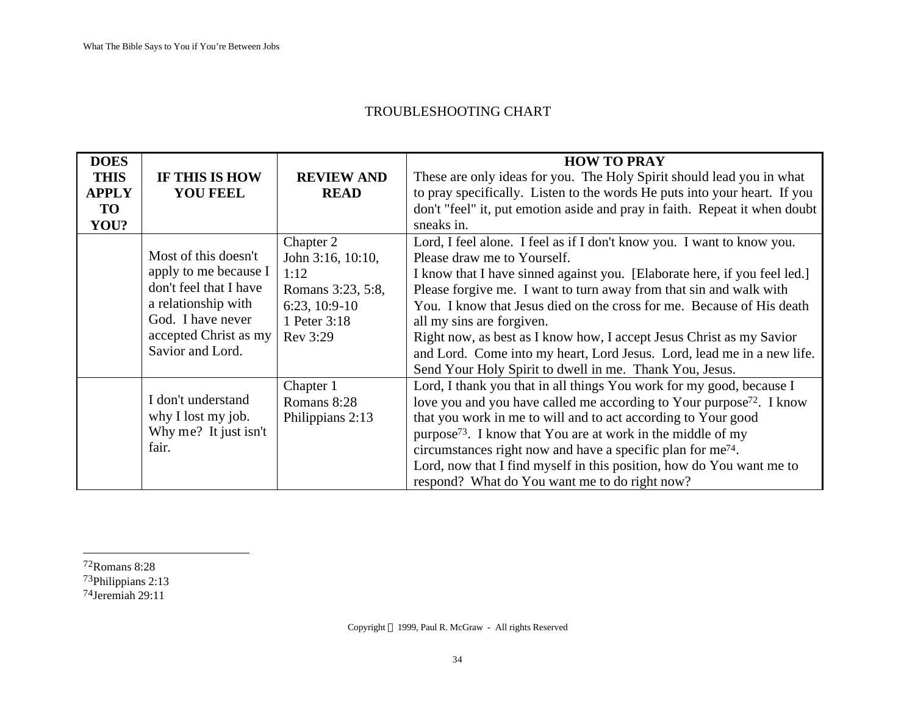## TROUBLESHOOTING CHART

| DOES THIS APPLY TO YOU? | IF THIS IS HOW YOU FEEL | REVIEW AND READ | HOW TO PRAY<br>These are only ideas for you. The Holy Spirit should lead you in what to pray specifically. Listen to the words He puts into your heart. If you don't "feel" it, put emotion aside and pray in faith. Repeat it when doubt sneaks in. |
|---|---|---|---|
| | Most of this doesn't apply to me because I don't feel that I have a relationship with God. I have never accepted Christ as my Savior and Lord. | Chapter 2<br>John 3:16, 10:10, 1:12<br>Romans 3:23, 5:8, 6:23, 10:9-10<br>1 Peter 3:18<br>Rev 3:29 | Lord, I feel alone. I feel as if I don't know you. I want to know you. Please draw me to Yourself.<br>I know that I have sinned against you. [Elaborate here, if you feel led.] Please forgive me. I want to turn away from that sin and walk with You. I know that Jesus died on the cross for me. Because of His death all my sins are forgiven.<br>Right now, as best as I know how, I accept Jesus Christ as my Savior and Lord. Come into my heart, Lord Jesus. Lord, lead me in a new life. Send Your Holy Spirit to dwell in me. Thank You, Jesus. |
| | I don't understand why I lost my job. Why me? It just isn't fair. | Chapter 1<br>Romans 8:28<br>Philippians 2:13 | Lord, I thank you that in all things You work for my good, because I love you and you have called me according to Your purpose[72]. I know that you work in me to will and to act according to Your good purpose[73]. I know that You are at work in the middle of my circumstances right now and have a specific plan for me[74].<br>Lord, now that I find myself in this position, how do You want me to respond? What do You want me to do right now? |

---

[72] Romans 8:28
[73] Philippians 2:13
[74] Jeremiah 29:11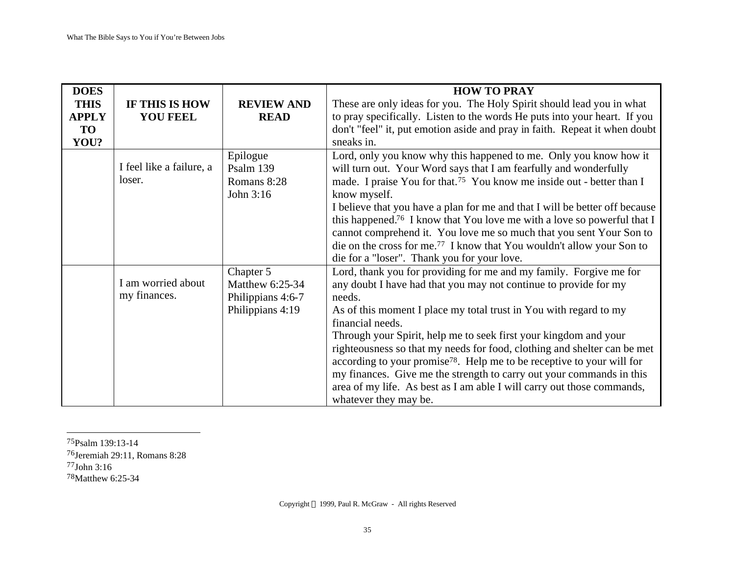| DOES THIS APPLY TO YOU? | IF THIS IS HOW YOU FEEL | REVIEW AND READ | HOW TO PRAY<br>These are only ideas for you. The Holy Spirit should lead you in what to pray specifically. Listen to the words He puts into your heart. If you don't "feel" it, put emotion aside and pray in faith. Repeat it when doubt sneaks in. |
|---|---|---|---|
| | I feel like a failure, a loser. | Epilogue<br>Psalm 139<br>Romans 8:28<br>John 3:16 | Lord, only you know why this happened to me. Only you know how it will turn out. Your Word says that I am fearfully and wonderfully made. I praise You for that.[75] You know me inside out - better than I know myself.<br>I believe that you have a plan for me and that I will be better off because this happened.[76] I know that You love me with a love so powerful that I cannot comprehend it. You love me so much that you sent Your Son to die on the cross for me.[77] I know that You wouldn't allow your Son to die for a "loser". Thank you for your love. |
| | I am worried about my finances. | Chapter 5<br>Matthew 6:25-34<br>Philippians 4:6-7<br>Philippians 4:19 | Lord, thank you for providing for me and my family. Forgive me for any doubt I have had that you may not continue to provide for my needs.<br>As of this moment I place my total trust in You with regard to my financial needs.<br>Through your Spirit, help me to seek first your kingdom and your righteousness so that my needs for food, clothing and shelter can be met according to your promise[78]. Help me to be receptive to your will for my finances. Give me the strength to carry out your commands in this area of my life. As best as I am able I will carry out those commands, whatever they may be. |

[75] Psalm 139:13-14

[76] Jeremiah 29:11, Romans 8:28

[77] John 3:16

[78] Matthew 6:25-34

Copyright © 1999, Paul R. McGraw - All rights Reserved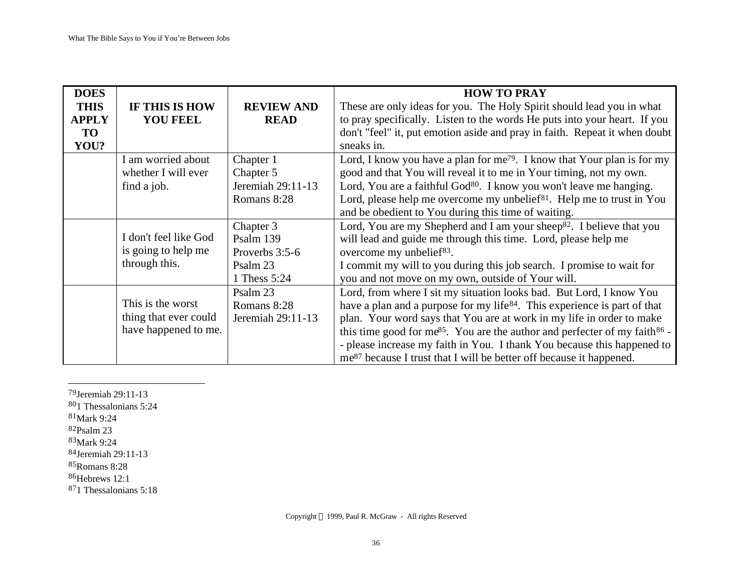| DOES THIS APPLY TO YOU? | IF THIS IS HOW YOU FEEL | REVIEW AND READ | HOW TO PRAY These are only ideas for you. The Holy Spirit should lead you in what to pray specifically. Listen to the words He puts into your heart. If you don't "feel" it, put emotion aside and pray in faith. Repeat it when doubt sneaks in. |
|---|---|---|---|
| | I am worried about whether I will ever find a job. | Chapter 1<br>Chapter 5<br>Jeremiah 29:11-13<br>Romans 8:28 | Lord, I know you have a plan for me[79]. I know that Your plan is for my good and that You will reveal it to me in Your timing, not my own. Lord, You are a faithful God[80]. I know you won't leave me hanging. Lord, please help me overcome my unbelief[81]. Help me to trust in You and be obedient to You during this time of waiting. |
| | I don't feel like God is going to help me through this. | Chapter 3<br>Psalm 139<br>Proverbs 3:5-6<br>Psalm 23<br>1 Thess 5:24 | Lord, You are my Shepherd and I am your sheep[82]. I believe that you will lead and guide me through this time. Lord, please help me overcome my unbelief[83].<br>I commit my will to you during this job search. I promise to wait for you and not move on my own, outside of Your will. |
| | This is the worst thing that ever could have happened to me. | Psalm 23<br>Romans 8:28<br>Jeremiah 29:11-13 | Lord, from where I sit my situation looks bad. But Lord, I know You have a plan and a purpose for my life[84]. This experience is part of that plan. Your word says that You are at work in my life in order to make this time good for me[85]. You are the author and perfecter of my faith[86] -- please increase my faith in You. I thank You because this happened to me[87] because I trust that I will be better off because it happened. |

[79] Jeremiah 29:11-13
[80] 1 Thessalonians 5:24
[81] Mark 9:24
[82] Psalm 23
[83] Mark 9:24
[84] Jeremiah 29:11-13
[85] Romans 8:28
[86] Hebrews 12:1
[87] 1 Thessalonians 5:18

Copyright © 1999, Paul R. McGraw - All rights Reserved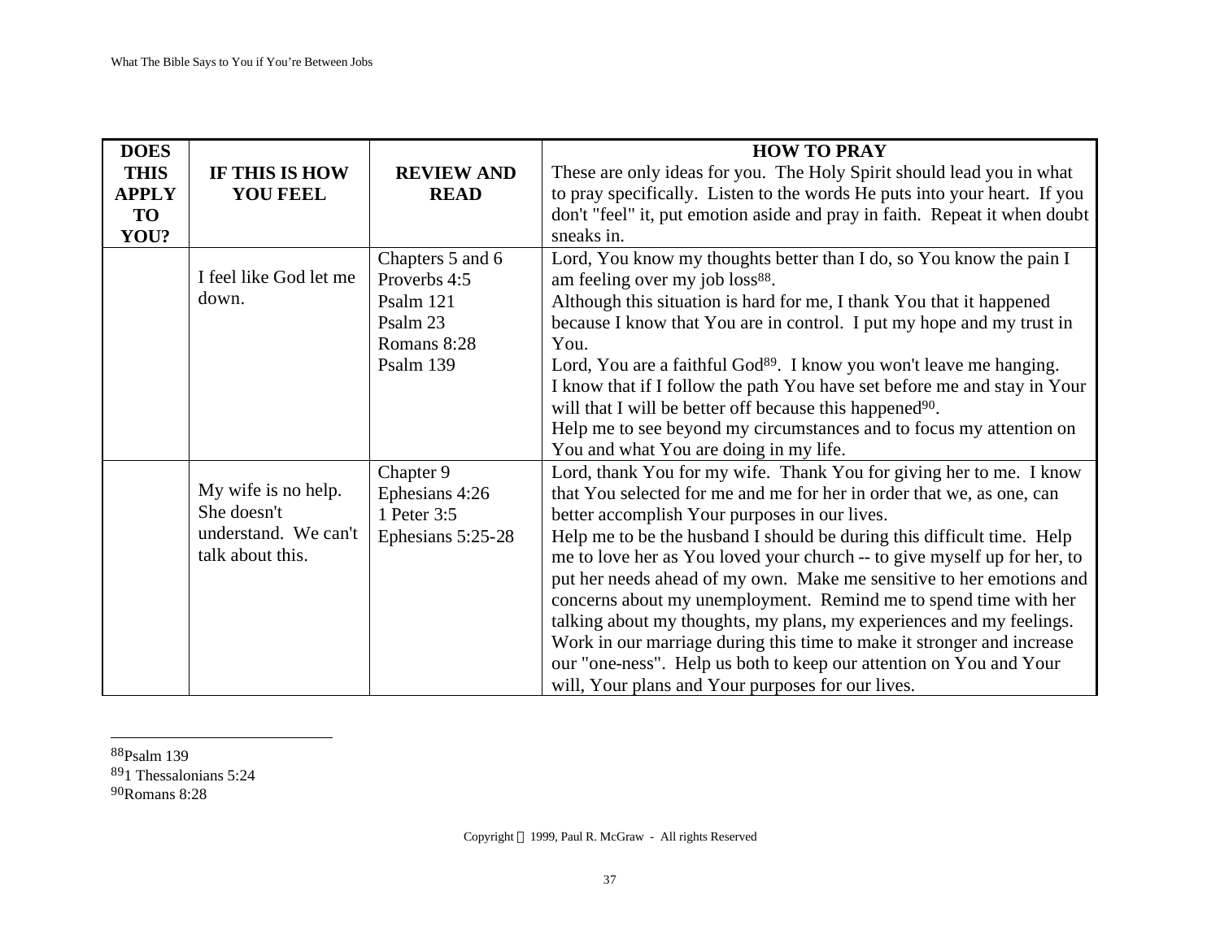| DOES THIS APPLY TO YOU? | IF THIS IS HOW YOU FEEL | REVIEW AND READ | HOW TO PRAY<br>These are only ideas for you. The Holy Spirit should lead you in what to pray specifically. Listen to the words He puts into your heart. If you don't "feel" it, put emotion aside and pray in faith. Repeat it when doubt sneaks in. |
|---|---|---|---|
| | I feel like God let me down. | Chapters 5 and 6<br>Proverbs 4:5<br>Psalm 121<br>Psalm 23<br>Romans 8:28<br>Psalm 139 | Lord, You know my thoughts better than I do, so You know the pain I am feeling over my job loss[88].<br>Although this situation is hard for me, I thank You that it happened because I know that You are in control. I put my hope and my trust in You.<br>Lord, You are a faithful God[89]. I know you won't leave me hanging.<br>I know that if I follow the path You have set before me and stay in Your will that I will be better off because this happened[90].<br>Help me to see beyond my circumstances and to focus my attention on You and what You are doing in my life. |
| | My wife is no help. She doesn't understand. We can't talk about this. | Chapter 9<br>Ephesians 4:26<br>1 Peter 3:5<br>Ephesians 5:25-28 | Lord, thank You for my wife. Thank You for giving her to me. I know that You selected for me and me for her in order that we, as one, can better accomplish Your purposes in our lives.<br>Help me to be the husband I should be during this difficult time. Help me to love her as You loved your church -- to give myself up for her, to put her needs ahead of my own. Make me sensitive to her emotions and concerns about my unemployment. Remind me to spend time with her talking about my thoughts, my plans, my experiences and my feelings. Work in our marriage during this time to make it stronger and increase our "one-ness". Help us both to keep our attention on You and Your will, Your plans and Your purposes for our lives. |

---

[88] Psalm 139

[89] 1 Thessalonians 5:24

[90] Romans 8:28

Copyright © 1999, Paul R. McGraw - All rights Reserved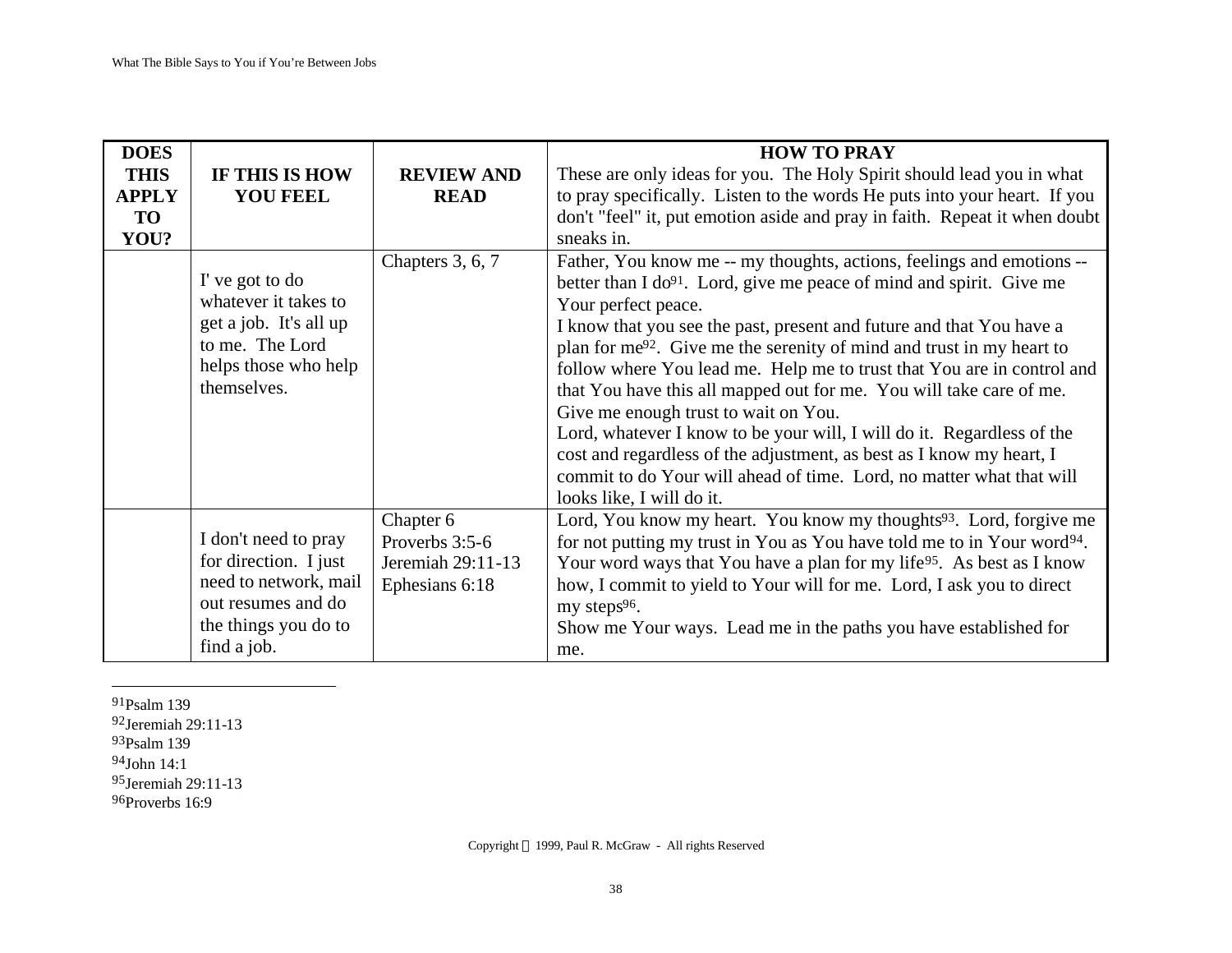| DOES THIS APPLY TO YOU? | IF THIS IS HOW YOU FEEL | REVIEW AND READ | HOW TO PRAY<br>These are only ideas for you. The Holy Spirit should lead you in what to pray specifically. Listen to the words He puts into your heart. If you don't "feel" it, put emotion aside and pray in faith. Repeat it when doubt sneaks in. |
|---|---|---|---|
| | I' ve got to do whatever it takes to get a job. It's all up to me. The Lord helps those who help themselves. | Chapters 3, 6, 7 | Father, You know me -- my thoughts, actions, feelings and emotions -- better than I do[91]. Lord, give me peace of mind and spirit. Give me Your perfect peace.<br>I know that you see the past, present and future and that You have a plan for me[92]. Give me the serenity of mind and trust in my heart to follow where You lead me. Help me to trust that You are in control and that You have this all mapped out for me. You will take care of me. Give me enough trust to wait on You.<br>Lord, whatever I know to be your will, I will do it. Regardless of the cost and regardless of the adjustment, as best as I know my heart, I commit to do Your will ahead of time. Lord, no matter what that will looks like, I will do it. |
| | I don't need to pray for direction. I just need to network, mail out resumes and do the things you do to find a job. | Chapter 6<br>Proverbs 3:5-6<br>Jeremiah 29:11-13<br>Ephesians 6:18 | Lord, You know my heart. You know my thoughts[93]. Lord, forgive me for not putting my trust in You as You have told me to in Your word[94]. Your word ways that You have a plan for my life[95]. As best as I know how, I commit to yield to Your will for me. Lord, I ask you to direct my steps[96].<br>Show me Your ways. Lead me in the paths you have established for me. |

[91] Psalm 139
[92] Jeremiah 29:11-13
[93] Psalm 139
[94] John 14:1
[95] Jeremiah 29:11-13
[96] Proverbs 16:9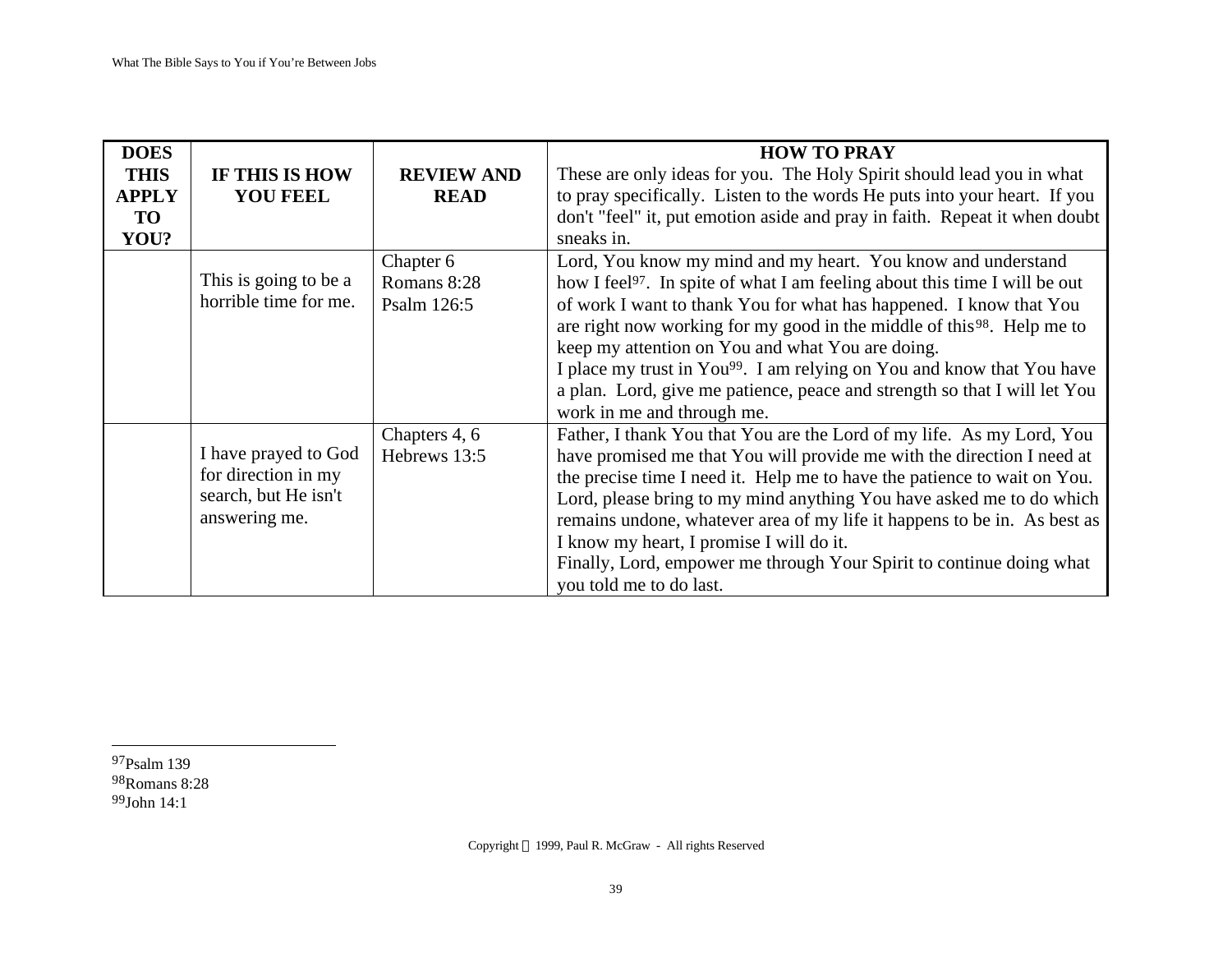| DOES THIS APPLY TO YOU? | IF THIS IS HOW YOU FEEL | REVIEW AND READ | HOW TO PRAY<br>These are only ideas for you. The Holy Spirit should lead you in what to pray specifically. Listen to the words He puts into your heart. If you don't "feel" it, put emotion aside and pray in faith. Repeat it when doubt sneaks in. |
|---|---|---|---|
| | This is going to be a horrible time for me. | Chapter 6<br>Romans 8:28<br>Psalm 126:5 | Lord, You know my mind and my heart. You know and understand how I feel[97]. In spite of what I am feeling about this time I will be out of work I want to thank You for what has happened. I know that You are right now working for my good in the middle of this[98]. Help me to keep my attention on You and what You are doing.<br>I place my trust in You[99]. I am relying on You and know that You have a plan. Lord, give me patience, peace and strength so that I will let You work in me and through me. |
| | I have prayed to God for direction in my search, but He isn't answering me. | Chapters 4, 6<br>Hebrews 13:5 | Father, I thank You that You are the Lord of my life. As my Lord, You have promised me that You will provide me with the direction I need at the precise time I need it. Help me to have the patience to wait on You. Lord, please bring to my mind anything You have asked me to do which remains undone, whatever area of my life it happens to be in. As best as I know my heart, I promise I will do it.<br>Finally, Lord, empower me through Your Spirit to continue doing what you told me to do last. |

[97]Psalm 139
[98]Romans 8:28
[99]John 14:1

Copyright © 1999, Paul R. McGraw - All rights Reserved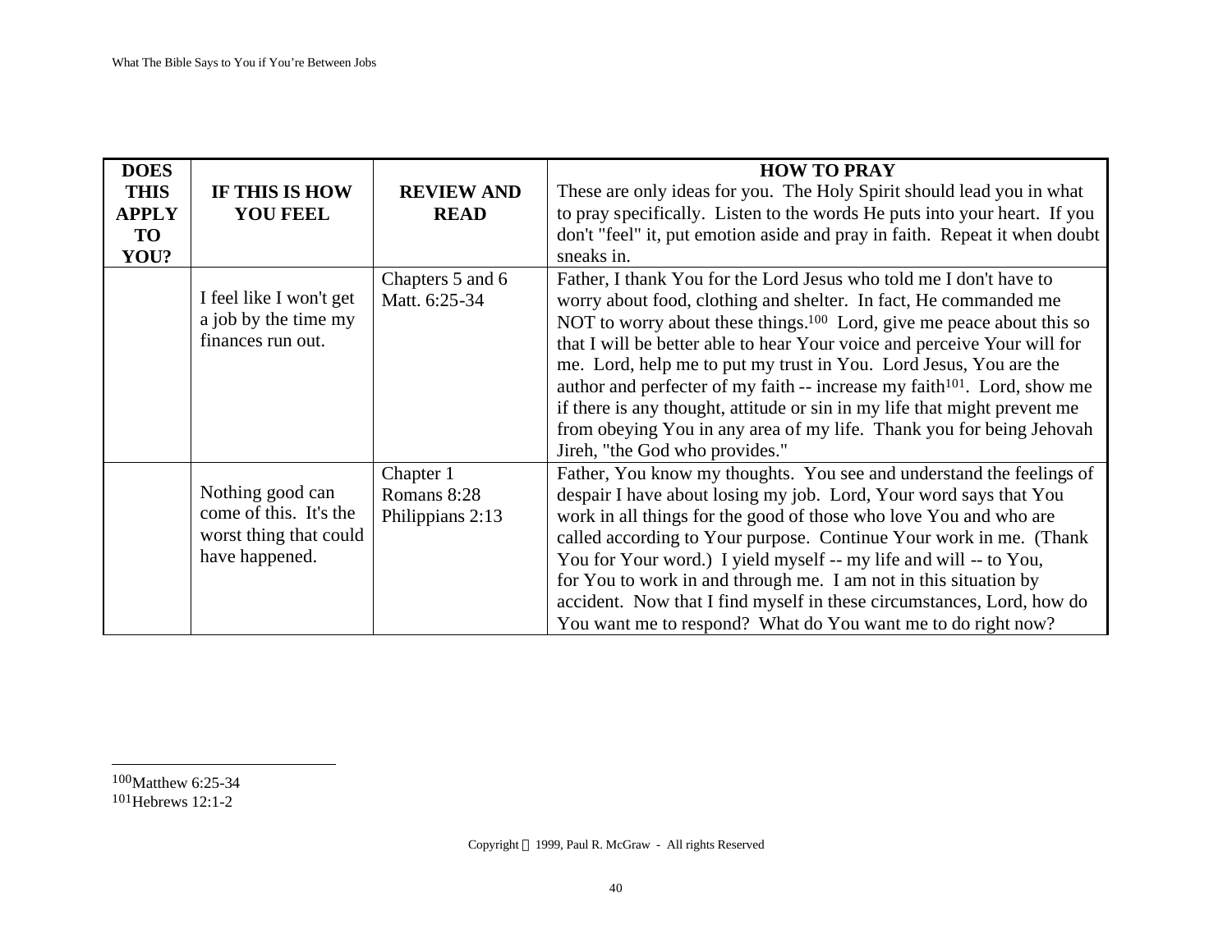| DOES THIS APPLY TO YOU? | IF THIS IS HOW YOU FEEL | REVIEW AND READ | HOW TO PRAY These are only ideas for you. The Holy Spirit should lead you in what to pray specifically. Listen to the words He puts into your heart. If you don't "feel" it, put emotion aside and pray in faith. Repeat it when doubt sneaks in. |
|---|---|---|---|
| | I feel like I won't get a job by the time my finances run out. | Chapters 5 and 6 Matt. 6:25-34 | Father, I thank You for the Lord Jesus who told me I don't have to worry about food, clothing and shelter. In fact, He commanded me NOT to worry about these things.[100] Lord, give me peace about this so that I will be better able to hear Your voice and perceive Your will for me. Lord, help me to put my trust in You. Lord Jesus, You are the author and perfecter of my faith -- increase my faith[101]. Lord, show me if there is any thought, attitude or sin in my life that might prevent me from obeying You in any area of my life. Thank you for being Jehovah Jireh, "the God who provides." |
| | Nothing good can come of this. It's the worst thing that could have happened. | Chapter 1 Romans 8:28 Philippians 2:13 | Father, You know my thoughts. You see and understand the feelings of despair I have about losing my job. Lord, Your word says that You work in all things for the good of those who love You and who are called according to Your purpose. Continue Your work in me. (Thank You for Your word.) I yield myself -- my life and will -- to You, for You to work in and through me. I am not in this situation by accident. Now that I find myself in these circumstances, Lord, how do You want me to respond? What do You want me to do right now? |

---

[100] Matthew 6:25-34
[101] Hebrews 12:1-2

Copyright © 1999, Paul R. McGraw - All rights Reserved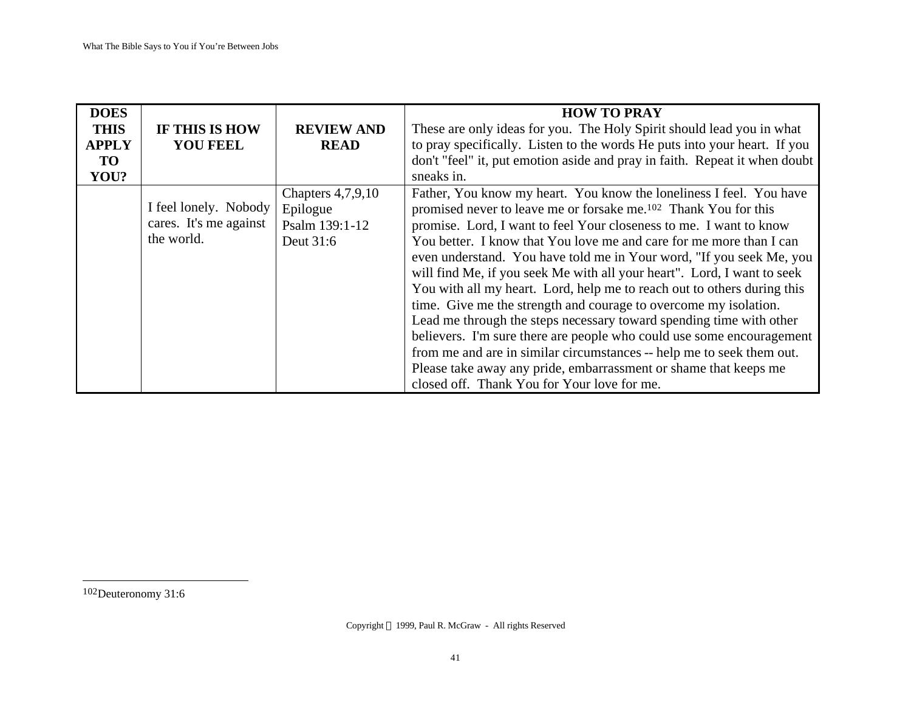| DOES THIS APPLY TO YOU? | IF THIS IS HOW YOU FEEL | REVIEW AND READ | **HOW TO PRAY** These are only ideas for you. The Holy Spirit should lead you in what to pray specifically. Listen to the words He puts into your heart. If you don't "feel" it, put emotion aside and pray in faith. Repeat it when doubt sneaks in. |
|---|---|---|---|
| | I feel lonely. Nobody cares. It's me against the world. | Chapters 4,7,9,10<br>Epilogue<br>Psalm 139:1-12<br>Deut 31:6 | Father, You know my heart. You know the loneliness I feel. You have promised never to leave me or forsake me.[102] Thank You for this promise. Lord, I want to feel Your closeness to me. I want to know You better. I know that You love me and care for me more than I can even understand. You have told me in Your word, "If you seek Me, you will find Me, if you seek Me with all your heart". Lord, I want to seek You with all my heart. Lord, help me to reach out to others during this time. Give me the strength and courage to overcome my isolation. Lead me through the steps necessary toward spending time with other believers. I'm sure there are people who could use some encouragement from me and are in similar circumstances -- help me to seek them out. Please take away any pride, embarrassment or shame that keeps me closed off. Thank You for Your love for me. |

[102] Deuteronomy 31:6

Copyright © 1999, Paul R. McGraw - All rights Reserved